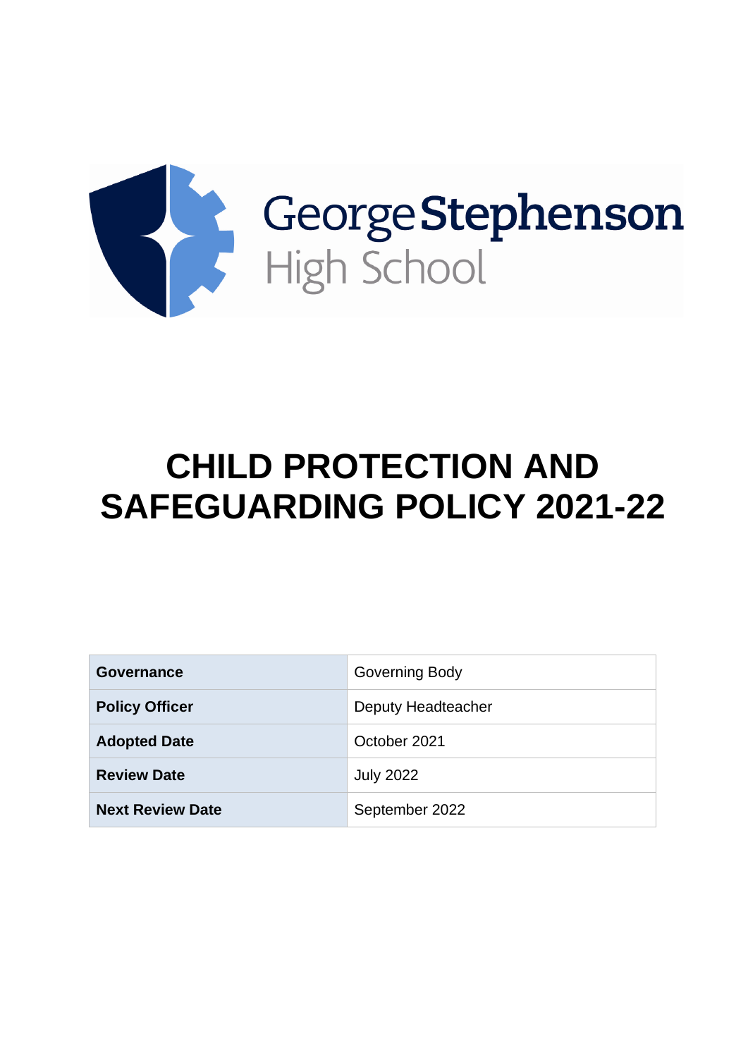George Stephenson
High School

# CHILD PROTECTION AND SAFEGUARDING POLICY 2021-22

| | |
|---|---|
| **Governance** | Governing Body |
| **Policy Officer** | Deputy Headteacher |
| **Adopted Date** | October 2021 |
| **Review Date** | July 2022 |
| **Next Review Date** | September 2022 |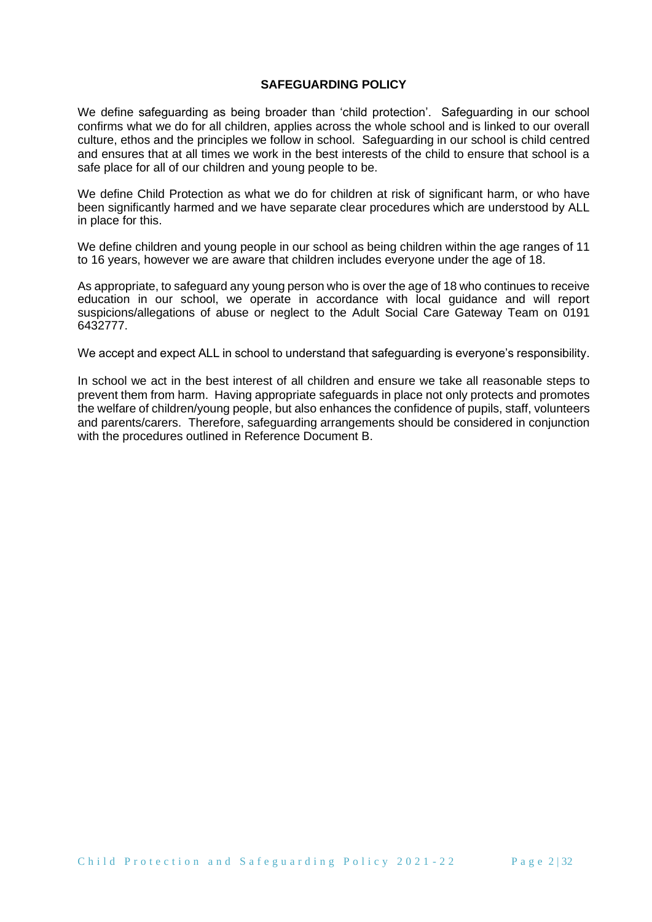# SAFEGUARDING POLICY

We define safeguarding as being broader than 'child protection'. Safeguarding in our school confirms what we do for all children, applies across the whole school and is linked to our overall culture, ethos and the principles we follow in school. Safeguarding in our school is child centred and ensures that at all times we work in the best interests of the child to ensure that school is a safe place for all of our children and young people to be.

We define Child Protection as what we do for children at risk of significant harm, or who have been significantly harmed and we have separate clear procedures which are understood by ALL in place for this.

We define children and young people in our school as being children within the age ranges of 11 to 16 years, however we are aware that children includes everyone under the age of 18.

As appropriate, to safeguard any young person who is over the age of 18 who continues to receive education in our school, we operate in accordance with local guidance and will report suspicions/allegations of abuse or neglect to the Adult Social Care Gateway Team on 0191 6432777.

We accept and expect ALL in school to understand that safeguarding is everyone's responsibility.

In school we act in the best interest of all children and ensure we take all reasonable steps to prevent them from harm. Having appropriate safeguards in place not only protects and promotes the welfare of children/young people, but also enhances the confidence of pupils, staff, volunteers and parents/carers. Therefore, safeguarding arrangements should be considered in conjunction with the procedures outlined in Reference Document B.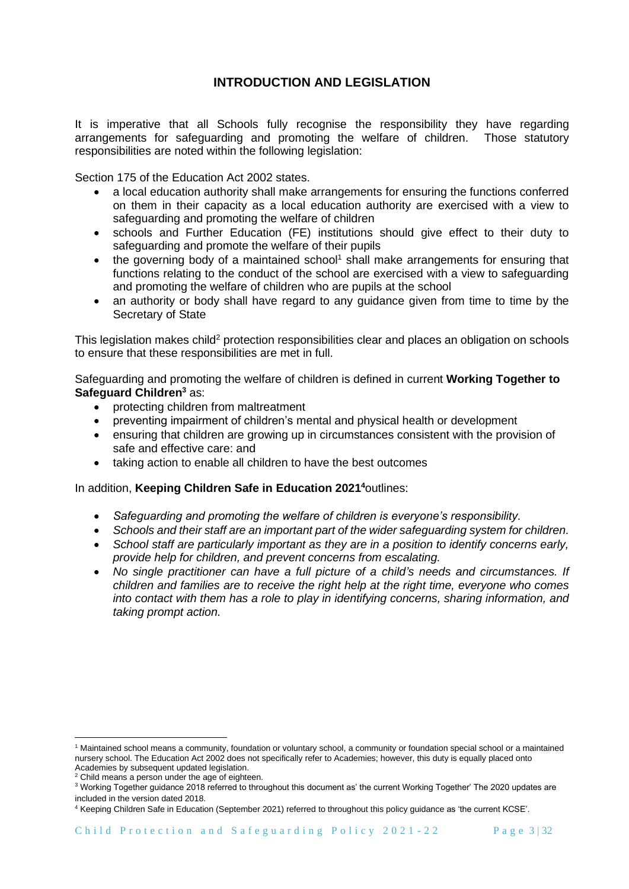# INTRODUCTION AND LEGISLATION

It is imperative that all Schools fully recognise the responsibility they have regarding arrangements for safeguarding and promoting the welfare of children. Those statutory responsibilities are noted within the following legislation:

Section 175 of the Education Act 2002 states.

- a local education authority shall make arrangements for ensuring the functions conferred on them in their capacity as a local education authority are exercised with a view to safeguarding and promoting the welfare of children
- schools and Further Education (FE) institutions should give effect to their duty to safeguarding and promote the welfare of their pupils
- the governing body of a maintained school[1] shall make arrangements for ensuring that functions relating to the conduct of the school are exercised with a view to safeguarding and promoting the welfare of children who are pupils at the school
- an authority or body shall have regard to any guidance given from time to time by the Secretary of State

This legislation makes child[2] protection responsibilities clear and places an obligation on schools to ensure that these responsibilities are met in full.

Safeguarding and promoting the welfare of children is defined in current **Working Together to Safeguard Children[3]** as:

- protecting children from maltreatment
- preventing impairment of children's mental and physical health or development
- ensuring that children are growing up in circumstances consistent with the provision of safe and effective care: and
- taking action to enable all children to have the best outcomes

In addition, **Keeping Children Safe in Education 2021[4]** outlines:

- *Safeguarding and promoting the welfare of children is everyone's responsibility.*
- *Schools and their staff are an important part of the wider safeguarding system for children.*
- *School staff are particularly important as they are in a position to identify concerns early, provide help for children, and prevent concerns from escalating.*
- *No single practitioner can have a full picture of a child's needs and circumstances. If children and families are to receive the right help at the right time, everyone who comes into contact with them has a role to play in identifying concerns, sharing information, and taking prompt action.*

---

[1] Maintained school means a community, foundation or voluntary school, a community or foundation special school or a maintained nursery school. The Education Act 2002 does not specifically refer to Academies; however, this duty is equally placed onto Academies by subsequent updated legislation.

[2] Child means a person under the age of eighteen.

[3] Working Together guidance 2018 referred to throughout this document as' the current Working Together' The 2020 updates are included in the version dated 2018.

[4] Keeping Children Safe in Education (September 2021) referred to throughout this policy guidance as 'the current KCSE'.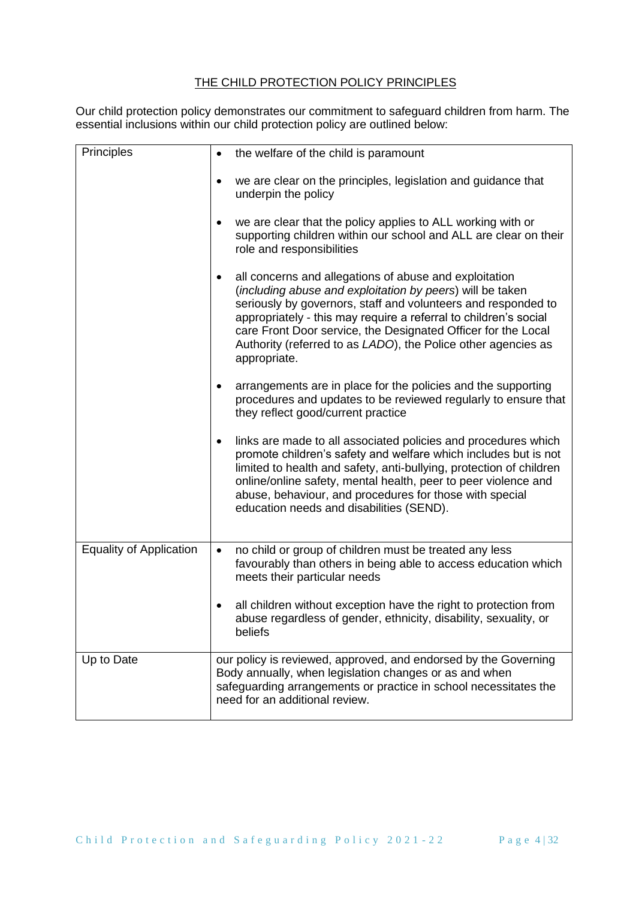## THE CHILD PROTECTION POLICY PRINCIPLES

Our child protection policy demonstrates our commitment to safeguard children from harm. The essential inclusions within our child protection policy are outlined below:

| | |
|---|---|
| Principles | • the welfare of the child is paramount<br><br>• we are clear on the principles, legislation and guidance that underpin the policy<br><br>• we are clear that the policy applies to ALL working with or supporting children within our school and ALL are clear on their role and responsibilities<br><br>• all concerns and allegations of abuse and exploitation (*including abuse and exploitation by peers*) will be taken seriously by governors, staff and volunteers and responded to appropriately - this may require a referral to children's social care Front Door service, the Designated Officer for the Local Authority (referred to as *LADO*), the Police other agencies as appropriate.<br><br>• arrangements are in place for the policies and the supporting procedures and updates to be reviewed regularly to ensure that they reflect good/current practice<br><br>• links are made to all associated policies and procedures which promote children's safety and welfare which includes but is not limited to health and safety, anti-bullying, protection of children online/online safety, mental health, peer to peer violence and abuse, behaviour, and procedures for those with special education needs and disabilities (SEND). |
| Equality of Application | • no child or group of children must be treated any less favourably than others in being able to access education which meets their particular needs<br><br>• all children without exception have the right to protection from abuse regardless of gender, ethnicity, disability, sexuality, or beliefs |
| Up to Date | our policy is reviewed, approved, and endorsed by the Governing Body annually, when legislation changes or as and when safeguarding arrangements or practice in school necessitates the need for an additional review. |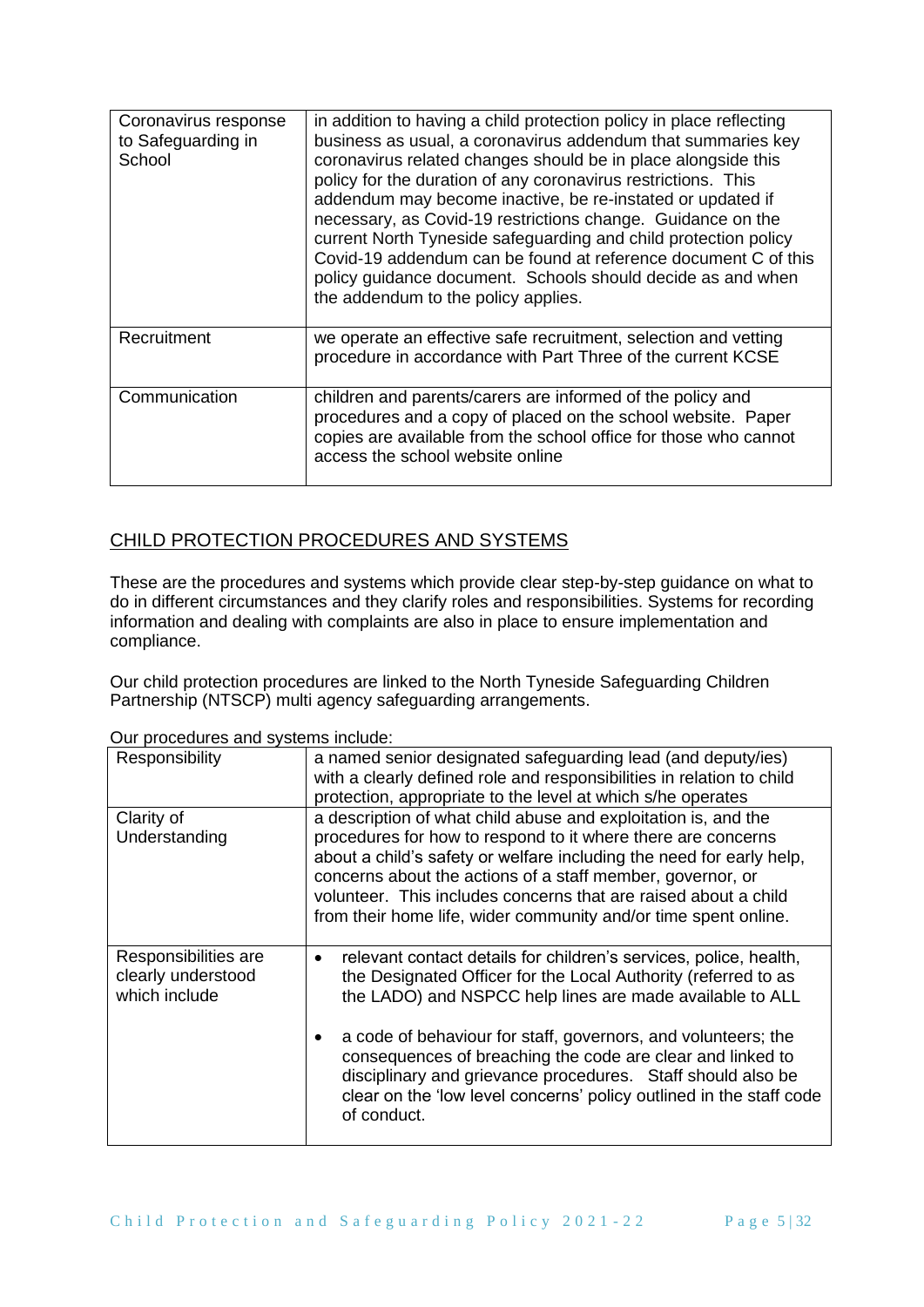| | |
|---|---|
| Coronavirus response to Safeguarding in School | in addition to having a child protection policy in place reflecting business as usual, a coronavirus addendum that summaries key coronavirus related changes should be in place alongside this policy for the duration of any coronavirus restrictions. This addendum may become inactive, be re-instated or updated if necessary, as Covid-19 restrictions change. Guidance on the current North Tyneside safeguarding and child protection policy Covid-19 addendum can be found at reference document C of this policy guidance document. Schools should decide as and when the addendum to the policy applies. |
| Recruitment | we operate an effective safe recruitment, selection and vetting procedure in accordance with Part Three of the current KCSE |
| Communication | children and parents/carers are informed of the policy and procedures and a copy of placed on the school website. Paper copies are available from the school office for those who cannot access the school website online |

## CHILD PROTECTION PROCEDURES AND SYSTEMS

These are the procedures and systems which provide clear step-by-step guidance on what to do in different circumstances and they clarify roles and responsibilities. Systems for recording information and dealing with complaints are also in place to ensure implementation and compliance.

Our child protection procedures are linked to the North Tyneside Safeguarding Children Partnership (NTSCP) multi agency safeguarding arrangements.

Our procedures and systems include:

| | |
|---|---|
| Responsibility | a named senior designated safeguarding lead (and deputy/ies) with a clearly defined role and responsibilities in relation to child protection, appropriate to the level at which s/he operates |
| Clarity of Understanding | a description of what child abuse and exploitation is, and the procedures for how to respond to it where there are concerns about a child's safety or welfare including the need for early help, concerns about the actions of a staff member, governor, or volunteer. This includes concerns that are raised about a child from their home life, wider community and/or time spent online. |
| Responsibilities are clearly understood which include | • relevant contact details for children's services, police, health, the Designated Officer for the Local Authority (referred to as the LADO) and NSPCC help lines are made available to ALL <br><br> • a code of behaviour for staff, governors, and volunteers; the consequences of breaching the code are clear and linked to disciplinary and grievance procedures. Staff should also be clear on the 'low level concerns' policy outlined in the staff code of conduct. |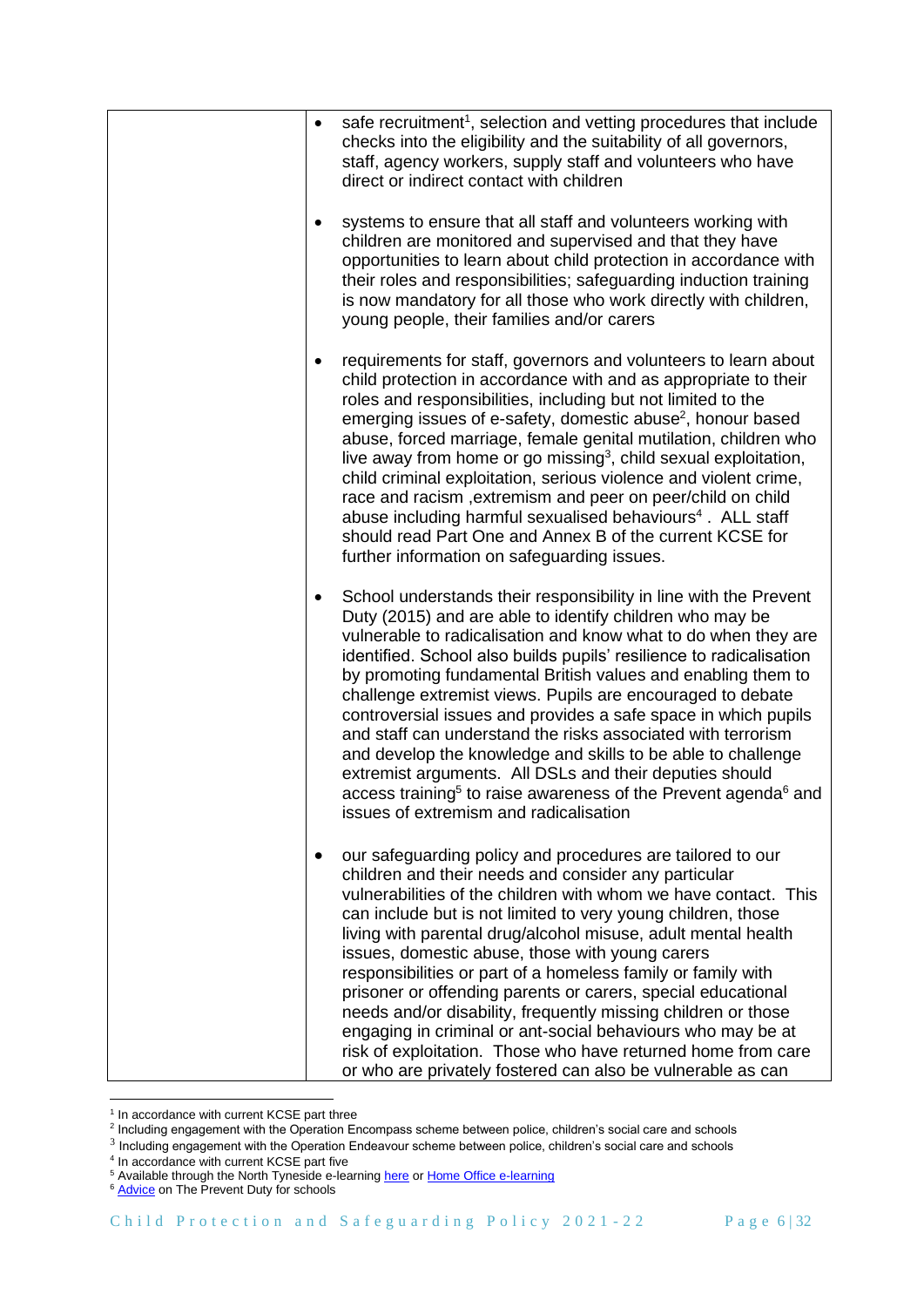| | <ul><li>safe recruitment[1], selection and vetting procedures that include checks into the eligibility and the suitability of all governors, staff, agency workers, supply staff and volunteers who have direct or indirect contact with children</li><li>systems to ensure that all staff and volunteers working with children are monitored and supervised and that they have opportunities to learn about child protection in accordance with their roles and responsibilities; safeguarding induction training is now mandatory for all those who work directly with children, young people, their families and/or carers</li><li>requirements for staff, governors and volunteers to learn about child protection in accordance with and as appropriate to their roles and responsibilities, including but not limited to the emerging issues of e-safety, domestic abuse[2], honour based abuse, forced marriage, female genital mutilation, children who live away from home or go missing[3], child sexual exploitation, child criminal exploitation, serious violence and violent crime, race and racism ,extremism and peer on peer/child on child abuse including harmful sexualised behaviours[4] . ALL staff should read Part One and Annex B of the current KCSE for further information on safeguarding issues.</li><li>School understands their responsibility in line with the Prevent Duty (2015) and are able to identify children who may be vulnerable to radicalisation and know what to do when they are identified. School also builds pupils' resilience to radicalisation by promoting fundamental British values and enabling them to challenge extremist views. Pupils are encouraged to debate controversial issues and provides a safe space in which pupils and staff can understand the risks associated with terrorism and develop the knowledge and skills to be able to challenge extremist arguments. All DSLs and their deputies should access training[5] to raise awareness of the Prevent agenda[6] and issues of extremism and radicalisation</li><li>our safeguarding policy and procedures are tailored to our children and their needs and consider any particular vulnerabilities of the children with whom we have contact. This can include but is not limited to very young children, those living with parental drug/alcohol misuse, adult mental health issues, domestic abuse, those with young carers responsibilities or part of a homeless family or family with prisoner or offending parents or carers, special educational needs and/or disability, frequently missing children or those engaging in criminal or ant-social behaviours who may be at risk of exploitation. Those who have returned home from care or who are privately fostered can also be vulnerable as can</li></ul> |
|---|---|

[1] In accordance with current KCSE part three
[2] Including engagement with the Operation Encompass scheme between police, children's social care and schools
[3] Including engagement with the Operation Endeavour scheme between police, children's social care and schools
[4] In accordance with current KCSE part five
[5] Available through the North Tyneside e-learning here or Home Office e-learning
[6] Advice on The Prevent Duty for schools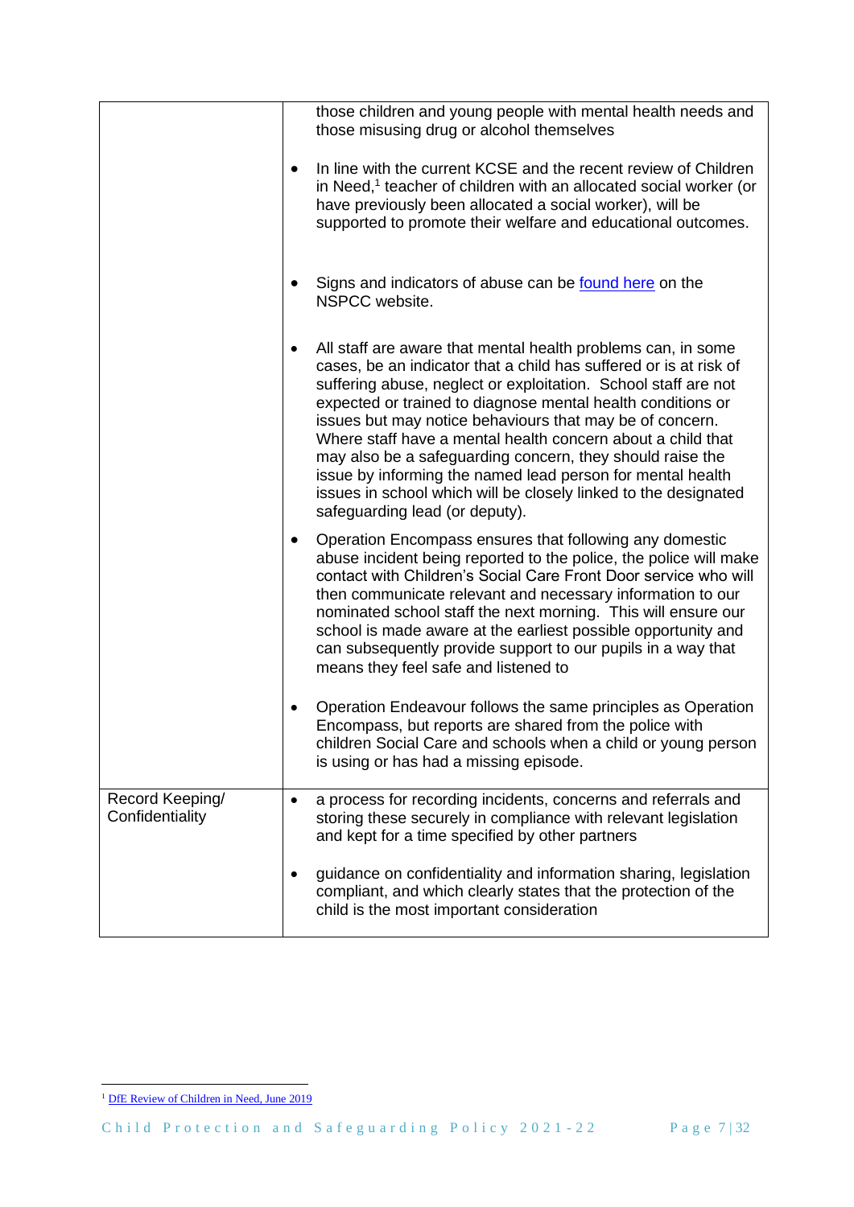| | |
|---|---|
| | those children and young people with mental health needs and those misusing drug or alcohol themselves<br><br>• In line with the current KCSE and the recent review of Children in Need,[1] teacher of children with an allocated social worker (or have previously been allocated a social worker), will be supported to promote their welfare and educational outcomes.<br><br>• Signs and indicators of abuse can be [found here](found here) on the NSPCC website.<br><br>• All staff are aware that mental health problems can, in some cases, be an indicator that a child has suffered or is at risk of suffering abuse, neglect or exploitation. School staff are not expected or trained to diagnose mental health conditions or issues but may notice behaviours that may be of concern. Where staff have a mental health concern about a child that may also be a safeguarding concern, they should raise the issue by informing the named lead person for mental health issues in school which will be closely linked to the designated safeguarding lead (or deputy).<br><br>• Operation Encompass ensures that following any domestic abuse incident being reported to the police, the police will make contact with Children's Social Care Front Door service who will then communicate relevant and necessary information to our nominated school staff the next morning. This will ensure our school is made aware at the earliest possible opportunity and can subsequently provide support to our pupils in a way that means they feel safe and listened to<br><br>• Operation Endeavour follows the same principles as Operation Encompass, but reports are shared from the police with children Social Care and schools when a child or young person is using or has had a missing episode. |
| Record Keeping/ Confidentiality | • a process for recording incidents, concerns and referrals and storing these securely in compliance with relevant legislation and kept for a time specified by other partners<br><br>• guidance on confidentiality and information sharing, legislation compliant, and which clearly states that the protection of the child is the most important consideration |

[1] DfE Review of Children in Need, June 2019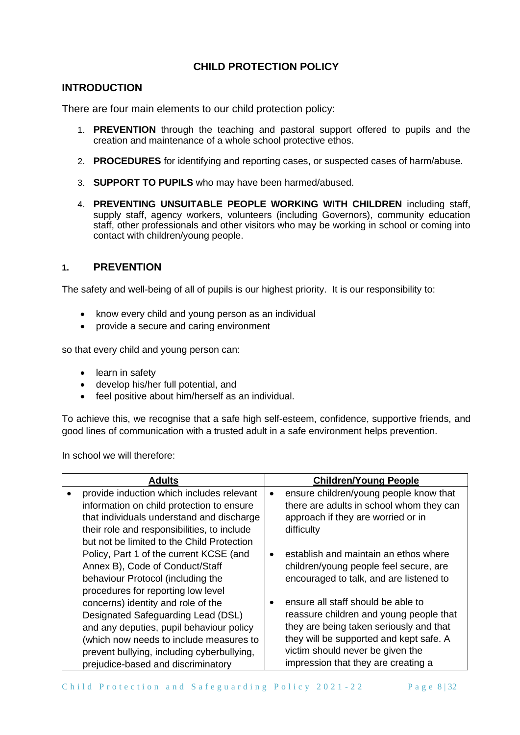## CHILD PROTECTION POLICY

## INTRODUCTION

There are four main elements to our child protection policy:

1. **PREVENTION** through the teaching and pastoral support offered to pupils and the creation and maintenance of a whole school protective ethos.
2. **PROCEDURES** for identifying and reporting cases, or suspected cases of harm/abuse.
3. **SUPPORT TO PUPILS** who may have been harmed/abused.
4. **PREVENTING UNSUITABLE PEOPLE WORKING WITH CHILDREN** including staff, supply staff, agency workers, volunteers (including Governors), community education staff, other professionals and other visitors who may be working in school or coming into contact with children/young people.

## 1. PREVENTION

The safety and well-being of all of pupils is our highest priority. It is our responsibility to:

- know every child and young person as an individual
- provide a secure and caring environment

so that every child and young person can:

- learn in safety
- develop his/her full potential, and
- feel positive about him/herself as an individual.

To achieve this, we recognise that a safe high self-esteem, confidence, supportive friends, and good lines of communication with a trusted adult in a safe environment helps prevention.

In school we will therefore:

| Adults | Children/Young People |
|---|---|
| • provide induction which includes relevant information on child protection to ensure that individuals understand and discharge their role and responsibilities, to include but not be limited to the Child Protection Policy, Part 1 of the current KCSE (and Annex B), Code of Conduct/Staff behaviour Protocol (including the procedures for reporting low level concerns) identity and role of the Designated Safeguarding Lead (DSL) and any deputies, pupil behaviour policy (which now needs to include measures to prevent bullying, including cyberbullying, prejudice-based and discriminatory | • ensure children/young people know that there are adults in school whom they can approach if they are worried or in difficulty<br><br>• establish and maintain an ethos where children/young people feel secure, are encouraged to talk, and are listened to<br><br>• ensure all staff should be able to reassure children and young people that they are being taken seriously and that they will be supported and kept safe. A victim should never be given the impression that they are creating a |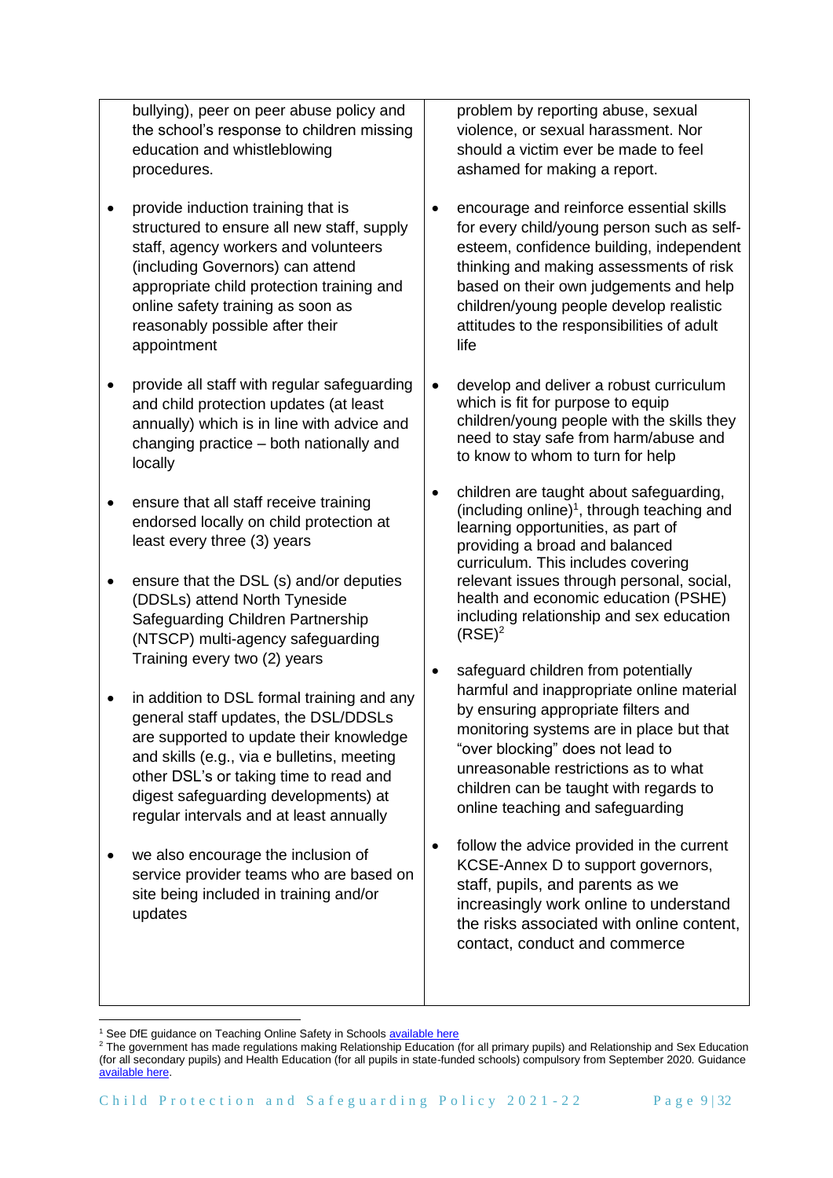bullying), peer on peer abuse policy and the school's response to children missing education and whistleblowing procedures.

- provide induction training that is structured to ensure all new staff, supply staff, agency workers and volunteers (including Governors) can attend appropriate child protection training and online safety training as soon as reasonably possible after their appointment
- provide all staff with regular safeguarding and child protection updates (at least annually) which is in line with advice and changing practice – both nationally and locally
- ensure that all staff receive training endorsed locally on child protection at least every three (3) years
- ensure that the DSL (s) and/or deputies (DDSLs) attend North Tyneside Safeguarding Children Partnership (NTSCP) multi-agency safeguarding Training every two (2) years
- in addition to DSL formal training and any general staff updates, the DSL/DDSLs are supported to update their knowledge and skills (e.g., via e bulletins, meeting other DSL's or taking time to read and digest safeguarding developments) at regular intervals and at least annually
- we also encourage the inclusion of service provider teams who are based on site being included in training and/or updates

problem by reporting abuse, sexual violence, or sexual harassment. Nor should a victim ever be made to feel ashamed for making a report.

- encourage and reinforce essential skills for every child/young person such as self-esteem, confidence building, independent thinking and making assessments of risk based on their own judgements and help children/young people develop realistic attitudes to the responsibilities of adult life
- develop and deliver a robust curriculum which is fit for purpose to equip children/young people with the skills they need to stay safe from harm/abuse and to know to whom to turn for help
- children are taught about safeguarding, (including online)[1], through teaching and learning opportunities, as part of providing a broad and balanced curriculum. This includes covering relevant issues through personal, social, health and economic education (PSHE) including relationship and sex education (RSE)[2]
- safeguard children from potentially harmful and inappropriate online material by ensuring appropriate filters and monitoring systems are in place but that "over blocking" does not lead to unreasonable restrictions as to what children can be taught with regards to online teaching and safeguarding
- follow the advice provided in the current KCSE-Annex D to support governors, staff, pupils, and parents as we increasingly work online to understand the risks associated with online content, contact, conduct and commerce

---

[1] See DfE guidance on Teaching Online Safety in Schools available here

[2] The government has made regulations making Relationship Education (for all primary pupils) and Relationship and Sex Education (for all secondary pupils) and Health Education (for all pupils in state-funded schools) compulsory from September 2020. Guidance available here.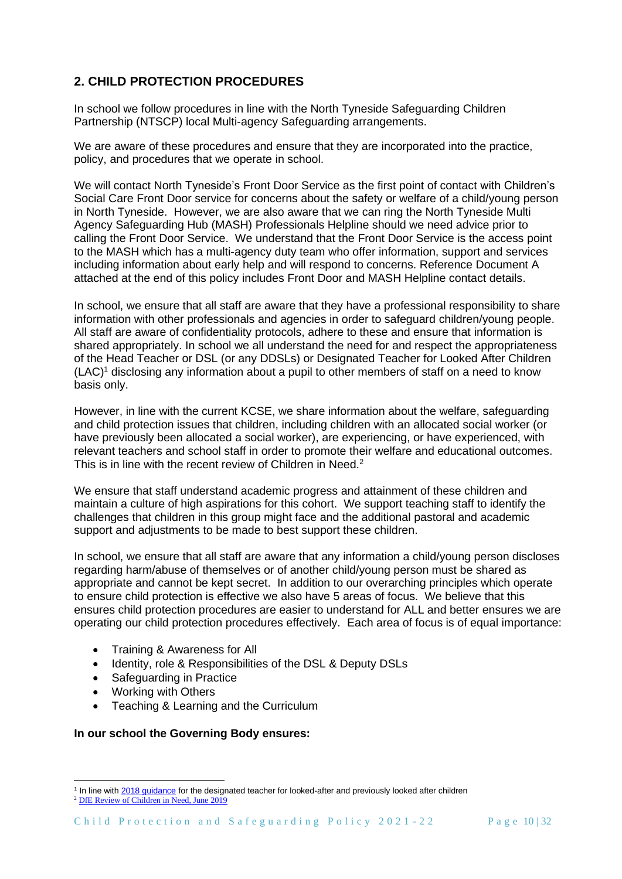## 2. CHILD PROTECTION PROCEDURES

In school we follow procedures in line with the North Tyneside Safeguarding Children Partnership (NTSCP) local Multi-agency Safeguarding arrangements.

We are aware of these procedures and ensure that they are incorporated into the practice, policy, and procedures that we operate in school.

We will contact North Tyneside's Front Door Service as the first point of contact with Children's Social Care Front Door service for concerns about the safety or welfare of a child/young person in North Tyneside. However, we are also aware that we can ring the North Tyneside Multi Agency Safeguarding Hub (MASH) Professionals Helpline should we need advice prior to calling the Front Door Service. We understand that the Front Door Service is the access point to the MASH which has a multi-agency duty team who offer information, support and services including information about early help and will respond to concerns. Reference Document A attached at the end of this policy includes Front Door and MASH Helpline contact details.

In school, we ensure that all staff are aware that they have a professional responsibility to share information with other professionals and agencies in order to safeguard children/young people. All staff are aware of confidentiality protocols, adhere to these and ensure that information is shared appropriately. In school we all understand the need for and respect the appropriateness of the Head Teacher or DSL (or any DDSLs) or Designated Teacher for Looked After Children (LAC)[1] disclosing any information about a pupil to other members of staff on a need to know basis only.

However, in line with the current KCSE, we share information about the welfare, safeguarding and child protection issues that children, including children with an allocated social worker (or have previously been allocated a social worker), are experiencing, or have experienced, with relevant teachers and school staff in order to promote their welfare and educational outcomes. This is in line with the recent review of Children in Need.[2]

We ensure that staff understand academic progress and attainment of these children and maintain a culture of high aspirations for this cohort. We support teaching staff to identify the challenges that children in this group might face and the additional pastoral and academic support and adjustments to be made to best support these children.

In school, we ensure that all staff are aware that any information a child/young person discloses regarding harm/abuse of themselves or of another child/young person must be shared as appropriate and cannot be kept secret. In addition to our overarching principles which operate to ensure child protection is effective we also have 5 areas of focus. We believe that this ensures child protection procedures are easier to understand for ALL and better ensures we are operating our child protection procedures effectively. Each area of focus is of equal importance:

- Training & Awareness for All
- Identity, role & Responsibilities of the DSL & Deputy DSLs
- Safeguarding in Practice
- Working with Others
- Teaching & Learning and the Curriculum

**In our school the Governing Body ensures:**

---

[1] In line with 2018 guidance for the designated teacher for looked-after and previously looked after children

[2] DfE Review of Children in Need, June 2019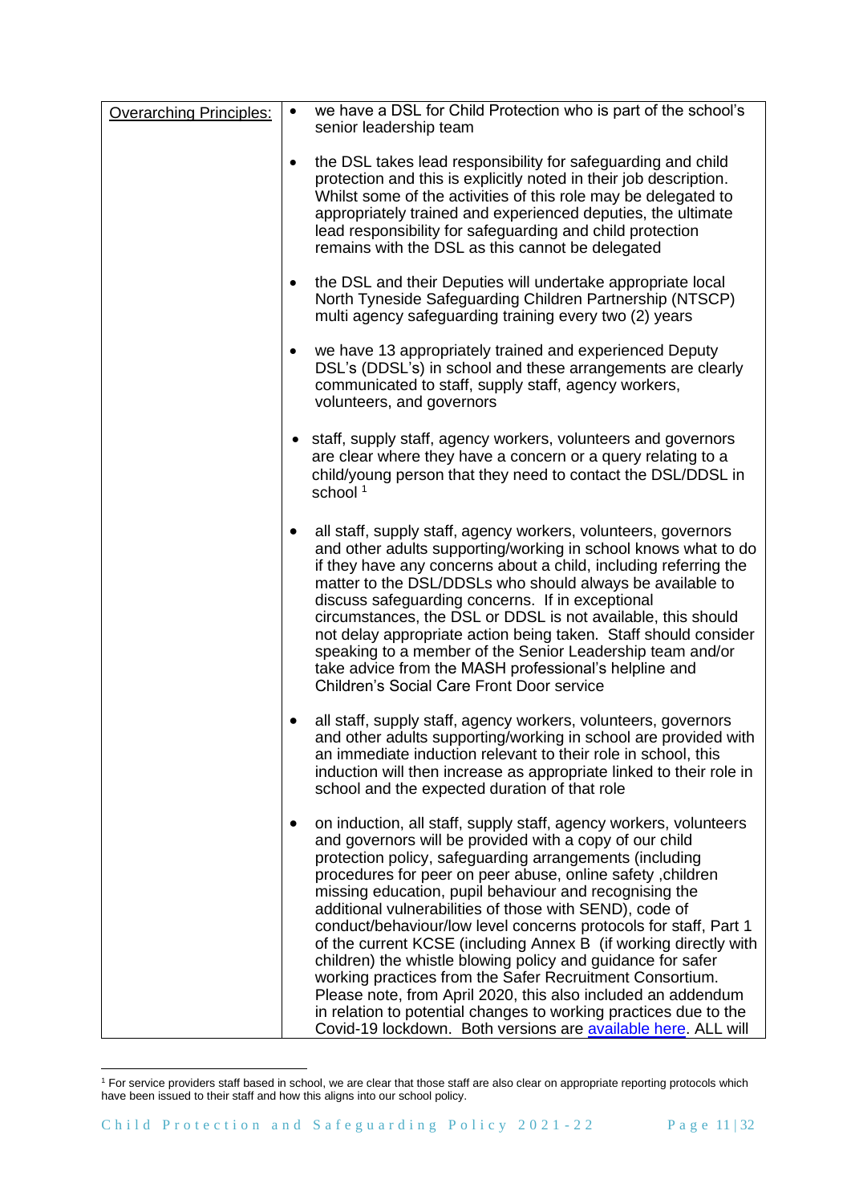| Overarching Principles: | • we have a DSL for Child Protection who is part of the school's senior leadership team<br><br>• the DSL takes lead responsibility for safeguarding and child protection and this is explicitly noted in their job description. Whilst some of the activities of this role may be delegated to appropriately trained and experienced deputies, the ultimate lead responsibility for safeguarding and child protection remains with the DSL as this cannot be delegated<br><br>• the DSL and their Deputies will undertake appropriate local North Tyneside Safeguarding Children Partnership (NTSCP) multi agency safeguarding training every two (2) years<br><br>• we have 13 appropriately trained and experienced Deputy DSL's (DDSL's) in school and these arrangements are clearly communicated to staff, supply staff, agency workers, volunteers, and governors<br><br>• staff, supply staff, agency workers, volunteers and governors are clear where they have a concern or a query relating to a child/young person that they need to contact the DSL/DDSL in school [1]<br><br>• all staff, supply staff, agency workers, volunteers, governors and other adults supporting/working in school knows what to do if they have any concerns about a child, including referring the matter to the DSL/DDSLs who should always be available to discuss safeguarding concerns. If in exceptional circumstances, the DSL or DDSL is not available, this should not delay appropriate action being taken. Staff should consider speaking to a member of the Senior Leadership team and/or take advice from the MASH professional's helpline and Children's Social Care Front Door service<br><br>• all staff, supply staff, agency workers, volunteers, governors and other adults supporting/working in school are provided with an immediate induction relevant to their role in school, this induction will then increase as appropriate linked to their role in school and the expected duration of that role<br><br>• on induction, all staff, supply staff, agency workers, volunteers and governors will be provided with a copy of our child protection policy, safeguarding arrangements (including procedures for peer on peer abuse, online safety ,children missing education, pupil behaviour and recognising the additional vulnerabilities of those with SEND), code of conduct/behaviour/low level concerns protocols for staff, Part 1 of the current KCSE (including Annex B (if working directly with children) the whistle blowing policy and guidance for safer working practices from the Safer Recruitment Consortium. Please note, from April 2020, this also included an addendum in relation to potential changes to working practices due to the Covid-19 lockdown. Both versions are available here. ALL will |

[1] For service providers staff based in school, we are clear that those staff are also clear on appropriate reporting protocols which have been issued to their staff and how this aligns into our school policy.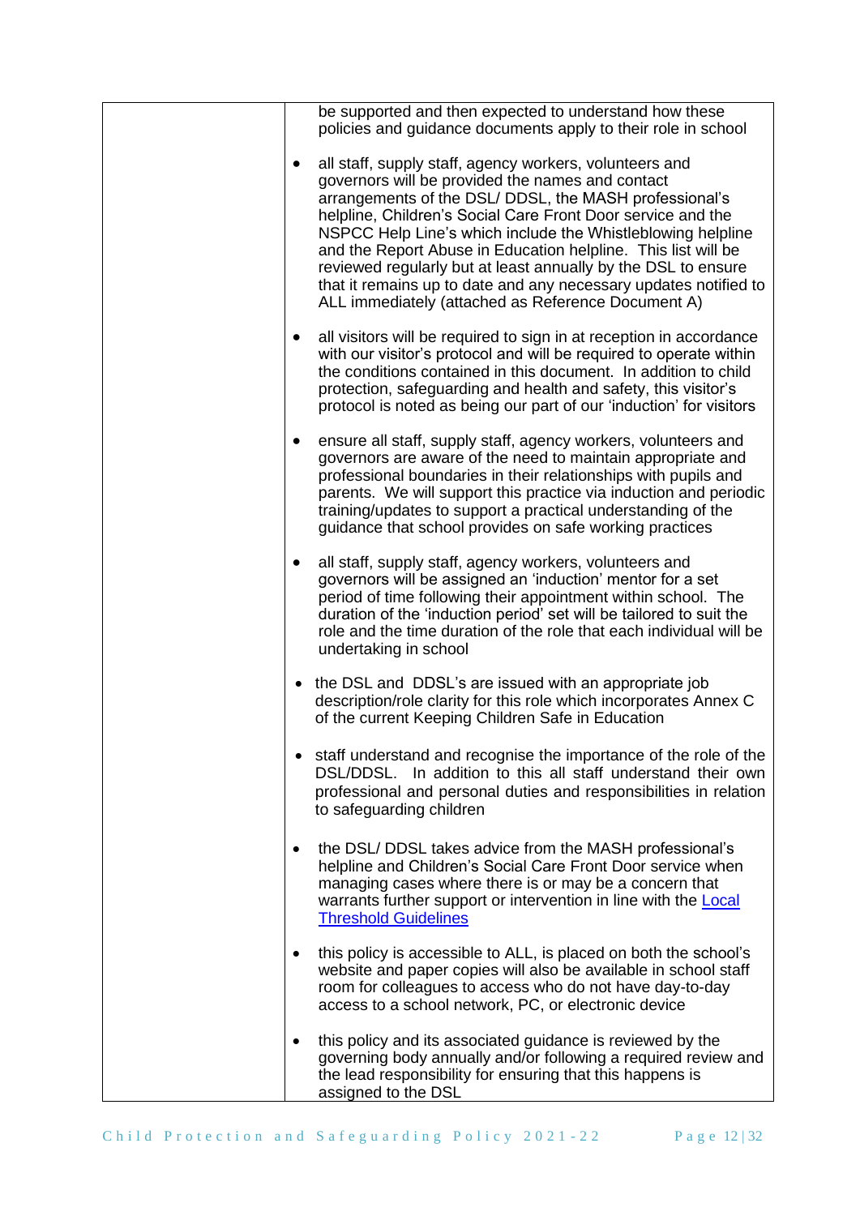| | be supported and then expected to understand how these policies and guidance documents apply to their role in school<br><br>• all staff, supply staff, agency workers, volunteers and governors will be provided the names and contact arrangements of the DSL/ DDSL, the MASH professional's helpline, Children's Social Care Front Door service and the NSPCC Help Line's which include the Whistleblowing helpline and the Report Abuse in Education helpline. This list will be reviewed regularly but at least annually by the DSL to ensure that it remains up to date and any necessary updates notified to ALL immediately (attached as Reference Document A)<br><br>• all visitors will be required to sign in at reception in accordance with our visitor's protocol and will be required to operate within the conditions contained in this document. In addition to child protection, safeguarding and health and safety, this visitor's protocol is noted as being our part of our 'induction' for visitors<br><br>• ensure all staff, supply staff, agency workers, volunteers and governors are aware of the need to maintain appropriate and professional boundaries in their relationships with pupils and parents. We will support this practice via induction and periodic training/updates to support a practical understanding of the guidance that school provides on safe working practices<br><br>• all staff, supply staff, agency workers, volunteers and governors will be assigned an 'induction' mentor for a set period of time following their appointment within school. The duration of the 'induction period' set will be tailored to suit the role and the time duration of the role that each individual will be undertaking in school<br><br>• the DSL and DDSL's are issued with an appropriate job description/role clarity for this role which incorporates Annex C of the current Keeping Children Safe in Education<br><br>• staff understand and recognise the importance of the role of the DSL/DDSL. In addition to this all staff understand their own professional and personal duties and responsibilities in relation to safeguarding children<br><br>• the DSL/ DDSL takes advice from the MASH professional's helpline and Children's Social Care Front Door service when managing cases where there is or may be a concern that warrants further support or intervention in line with the Local Threshold Guidelines<br><br>• this policy is accessible to ALL, is placed on both the school's website and paper copies will also be available in school staff room for colleagues to access who do not have day-to-day access to a school network, PC, or electronic device<br><br>• this policy and its associated guidance is reviewed by the governing body annually and/or following a required review and the lead responsibility for ensuring that this happens is assigned to the DSL |
|---|---|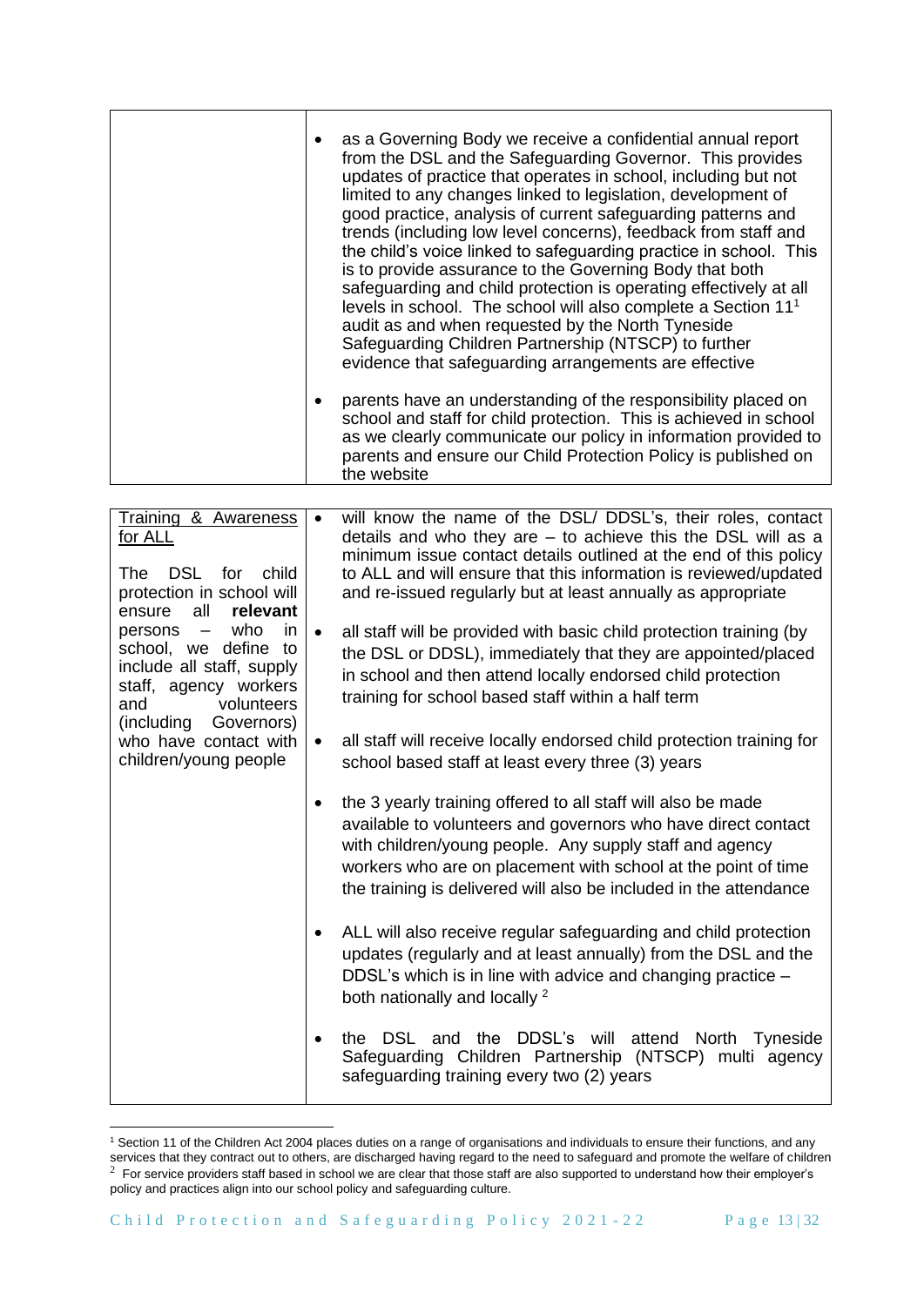| | |
|---|---|
| | • as a Governing Body we receive a confidential annual report from the DSL and the Safeguarding Governor. This provides updates of practice that operates in school, including but not limited to any changes linked to legislation, development of good practice, analysis of current safeguarding patterns and trends (including low level concerns), feedback from staff and the child's voice linked to safeguarding practice in school. This is to provide assurance to the Governing Body that both safeguarding and child protection is operating effectively at all levels in school. The school will also complete a Section 11[1] audit as and when requested by the North Tyneside Safeguarding Children Partnership (NTSCP) to further evidence that safeguarding arrangements are effective<br><br>• parents have an understanding of the responsibility placed on school and staff for child protection. This is achieved in school as we clearly communicate our policy in information provided to parents and ensure our Child Protection Policy is published on the website |

| | |
|---|---|
| <u>Training & Awareness for ALL</u><br><br>The DSL for child protection in school will ensure all **relevant** persons – who in school, we define to include all staff, supply staff, agency workers and volunteers (including Governors) who have contact with children/young people | • will know the name of the DSL/ DDSL's, their roles, contact details and who they are – to achieve this the DSL will as a minimum issue contact details outlined at the end of this policy to ALL and will ensure that this information is reviewed/updated and re-issued regularly but at least annually as appropriate<br><br>• all staff will be provided with basic child protection training (by the DSL or DDSL), immediately that they are appointed/placed in school and then attend locally endorsed child protection training for school based staff within a half term<br><br>• all staff will receive locally endorsed child protection training for school based staff at least every three (3) years<br><br>• the 3 yearly training offered to all staff will also be made available to volunteers and governors who have direct contact with children/young people. Any supply staff and agency workers who are on placement with school at the point of time the training is delivered will also be included in the attendance<br><br>• ALL will also receive regular safeguarding and child protection updates (regularly and at least annually) from the DSL and the DDSL's which is in line with advice and changing practice – both nationally and locally [2]<br><br>• the DSL and the DDSL's will attend North Tyneside Safeguarding Children Partnership (NTSCP) multi agency safeguarding training every two (2) years |

[1] Section 11 of the Children Act 2004 places duties on a range of organisations and individuals to ensure their functions, and any services that they contract out to others, are discharged having regard to the need to safeguard and promote the welfare of children

[2] For service providers staff based in school we are clear that those staff are also supported to understand how their employer's policy and practices align into our school policy and safeguarding culture.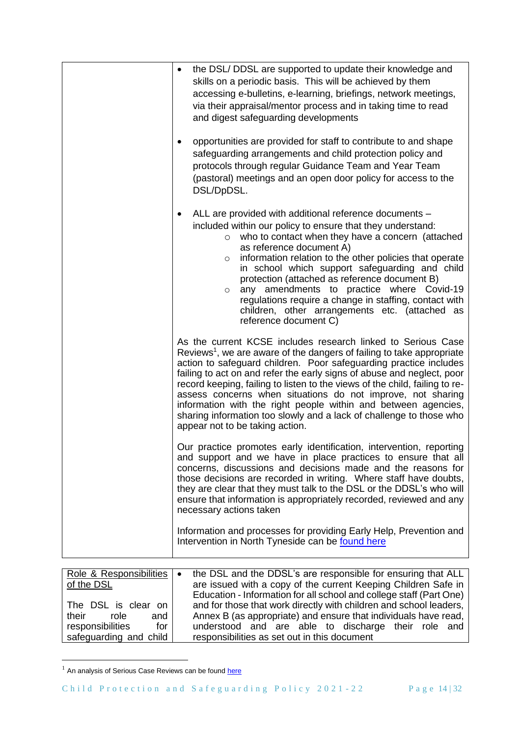| | |
|---|---|
| | • the DSL/ DDSL are supported to update their knowledge and skills on a periodic basis. This will be achieved by them accessing e-bulletins, e-learning, briefings, network meetings, via their appraisal/mentor process and in taking time to read and digest safeguarding developments<br><br>• opportunities are provided for staff to contribute to and shape safeguarding arrangements and child protection policy and protocols through regular Guidance Team and Year Team (pastoral) meetings and an open door policy for access to the DSL/DpDSL.<br><br>• ALL are provided with additional reference documents – included within our policy to ensure that they understand:<br>  ○ who to contact when they have a concern (attached as reference document A)<br>  ○ information relation to the other policies that operate in school which support safeguarding and child protection (attached as reference document B)<br>  ○ any amendments to practice where Covid-19 regulations require a change in staffing, contact with children, other arrangements etc. (attached as reference document C)<br><br>As the current KCSE includes research linked to Serious Case Reviews[1], we are aware of the dangers of failing to take appropriate action to safeguard children. Poor safeguarding practice includes failing to act on and refer the early signs of abuse and neglect, poor record keeping, failing to listen to the views of the child, failing to re-assess concerns when situations do not improve, not sharing information with the right people within and between agencies, sharing information too slowly and a lack of challenge to those who appear not to be taking action.<br><br>Our practice promotes early identification, intervention, reporting and support and we have in place practices to ensure that all concerns, discussions and decisions made and the reasons for those decisions are recorded in writing. Where staff have doubts, they are clear that they must talk to the DSL or the DDSL's who will ensure that information is appropriately recorded, reviewed and any necessary actions taken<br><br>Information and processes for providing Early Help, Prevention and Intervention in North Tyneside can be found here |

| | |
|---|---|
| Role & Responsibilities of the DSL<br><br>The DSL is clear on their role and responsibilities for safeguarding and child | • the DSL and the DDSL's are responsible for ensuring that ALL are issued with a copy of the current Keeping Children Safe in Education - Information for all school and college staff (Part One) and for those that work directly with children and school leaders, Annex B (as appropriate) and ensure that individuals have read, understood and are able to discharge their role and responsibilities as set out in this document |

[1] An analysis of Serious Case Reviews can be found here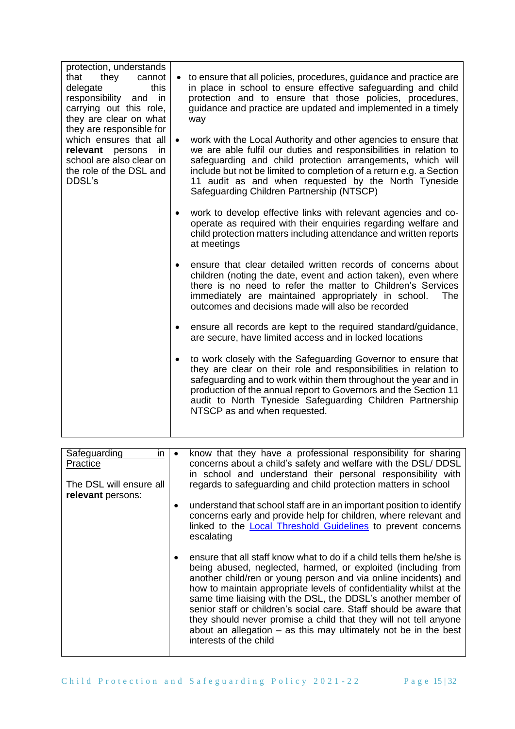| | |
|---|---|
| protection, understands that they cannot delegate this responsibility and in carrying out this role, they are clear on what they are responsible for which ensures that all **relevant** persons in school are also clear on the role of the DSL and DDSL's | • to ensure that all policies, procedures, guidance and practice are in place in school to ensure effective safeguarding and child protection and to ensure that those policies, procedures, guidance and practice are updated and implemented in a timely way<br><br>• work with the Local Authority and other agencies to ensure that we are able fulfil our duties and responsibilities in relation to safeguarding and child protection arrangements, which will include but not be limited to completion of a return e.g. a Section 11 audit as and when requested by the North Tyneside Safeguarding Children Partnership (NTSCP)<br><br>• work to develop effective links with relevant agencies and co-operate as required with their enquiries regarding welfare and child protection matters including attendance and written reports at meetings<br><br>• ensure that clear detailed written records of concerns about children (noting the date, event and action taken), even where there is no need to refer the matter to Children's Services immediately are maintained appropriately in school. The outcomes and decisions made will also be recorded<br><br>• ensure all records are kept to the required standard/guidance, are secure, have limited access and in locked locations<br><br>• to work closely with the Safeguarding Governor to ensure that they are clear on their role and responsibilities in relation to safeguarding and to work within them throughout the year and in production of the annual report to Governors and the Section 11 audit to North Tyneside Safeguarding Children Partnership NTSCP as and when requested. |

| | |
|---|---|
| Safeguarding in Practice<br><br>The DSL will ensure all **relevant** persons: | • know that they have a professional responsibility for sharing concerns about a child's safety and welfare with the DSL/ DDSL in school and understand their personal responsibility with regards to safeguarding and child protection matters in school<br><br>• understand that school staff are in an important position to identify concerns early and provide help for children, where relevant and linked to the Local Threshold Guidelines to prevent concerns escalating<br><br>• ensure that all staff know what to do if a child tells them he/she is being abused, neglected, harmed, or exploited (including from another child/ren or young person and via online incidents) and how to maintain appropriate levels of confidentiality whilst at the same time liaising with the DSL, the DDSL's another member of senior staff or children's social care. Staff should be aware that they should never promise a child that they will not tell anyone about an allegation – as this may ultimately not be in the best interests of the child |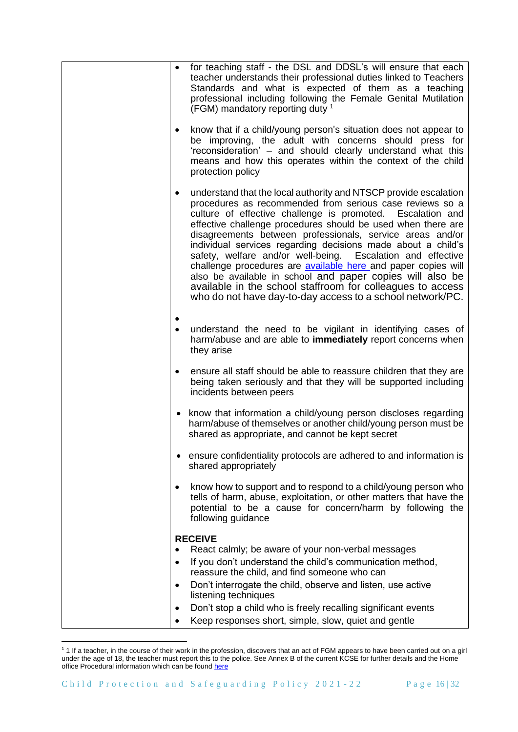| | |
|---|---|
| | • for teaching staff - the DSL and DDSL's will ensure that each teacher understands their professional duties linked to Teachers Standards and what is expected of them as a teaching professional including following the Female Genital Mutilation (FGM) mandatory reporting duty [1]<br><br>• know that if a child/young person's situation does not appear to be improving, the adult with concerns should press for 'reconsideration' – and should clearly understand what this means and how this operates within the context of the child protection policy<br><br>• understand that the local authority and NTSCP provide escalation procedures as recommended from serious case reviews so a culture of effective challenge is promoted. Escalation and effective challenge procedures should be used when there are disagreements between professionals, service areas and/or individual services regarding decisions made about a child's safety, welfare and/or well-being. Escalation and effective challenge procedures are [available here](#) and paper copies will also be available in school and paper copies will also be available in the school staffroom for colleagues to access who do not have day-to-day access to a school network/PC.<br><br>•<br>• understand the need to be vigilant in identifying cases of harm/abuse and are able to **immediately** report concerns when they arise<br><br>• ensure all staff should be able to reassure children that they are being taken seriously and that they will be supported including incidents between peers<br><br>• know that information a child/young person discloses regarding harm/abuse of themselves or another child/young person must be shared as appropriate, and cannot be kept secret<br><br>• ensure confidentiality protocols are adhered to and information is shared appropriately<br><br>• know how to support and to respond to a child/young person who tells of harm, abuse, exploitation, or other matters that have the potential to be a cause for concern/harm by following the following guidance<br><br>**RECEIVE**<br>• React calmly; be aware of your non-verbal messages<br>• If you don't understand the child's communication method, reassure the child, and find someone who can<br>• Don't interrogate the child, observe and listen, use active listening techniques<br>• Don't stop a child who is freely recalling significant events<br>• Keep responses short, simple, slow, quiet and gentle |

---

[1] 1 If a teacher, in the course of their work in the profession, discovers that an act of FGM appears to have been carried out on a girl under the age of 18, the teacher must report this to the police. See Annex B of the current KCSE for further details and the Home office Procedural information which can be found [here](#)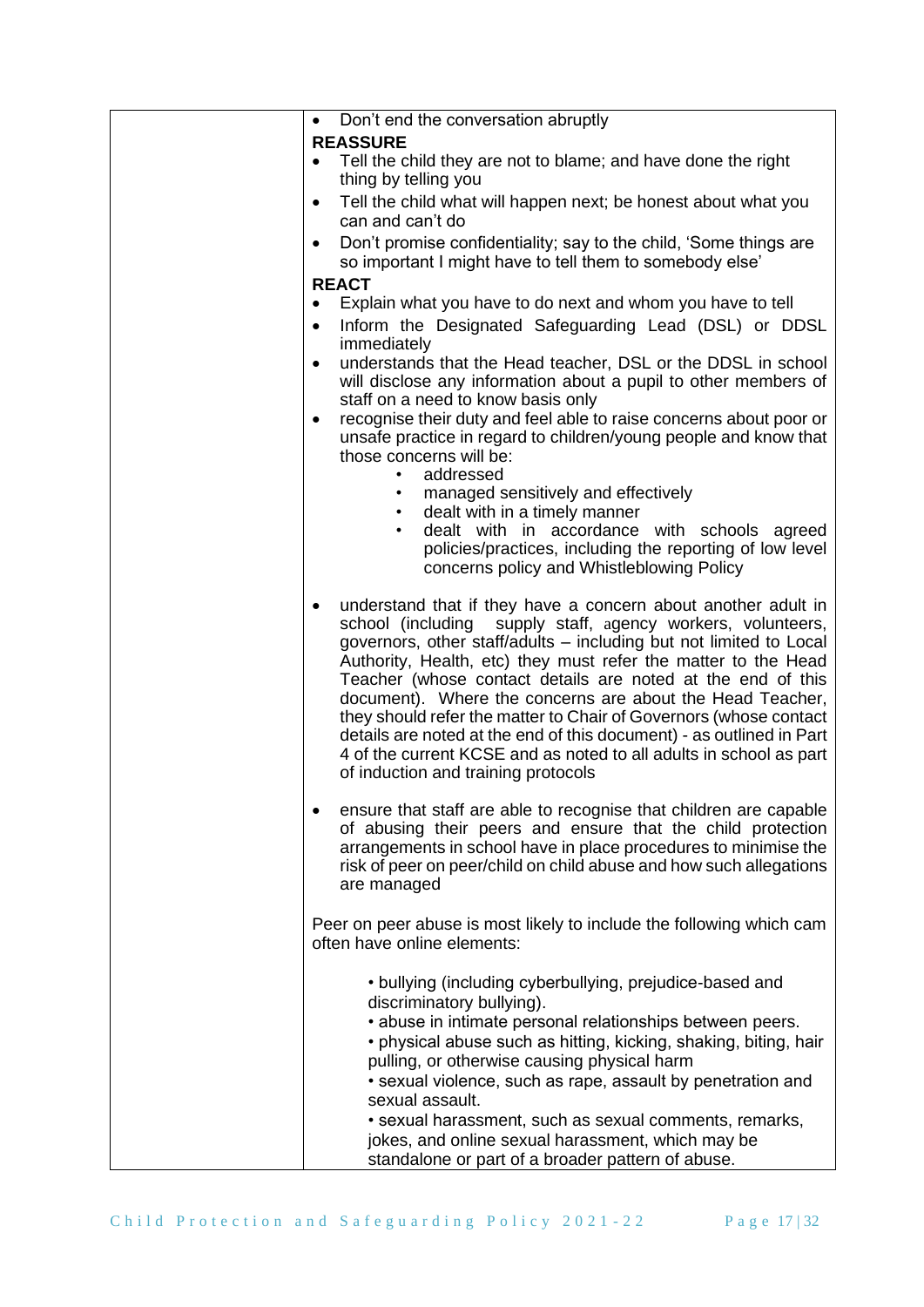| | • Don't end the conversation abruptly<br>**REASSURE**<br>• Tell the child they are not to blame; and have done the right thing by telling you<br>• Tell the child what will happen next; be honest about what you can and can't do<br>• Don't promise confidentiality; say to the child, 'Some things are so important I might have to tell them to somebody else'<br>**REACT**<br>• Explain what you have to do next and whom you have to tell<br>• Inform the Designated Safeguarding Lead (DSL) or DDSL immediately<br>• understands that the Head teacher, DSL or the DDSL in school will disclose any information about a pupil to other members of staff on a need to know basis only<br>• recognise their duty and feel able to raise concerns about poor or unsafe practice in regard to children/young people and know that those concerns will be:<br>&nbsp;&nbsp;&nbsp;&nbsp;• addressed<br>&nbsp;&nbsp;&nbsp;&nbsp;• managed sensitively and effectively<br>&nbsp;&nbsp;&nbsp;&nbsp;• dealt with in a timely manner<br>&nbsp;&nbsp;&nbsp;&nbsp;• dealt with in accordance with schools agreed policies/practices, including the reporting of low level concerns policy and Whistleblowing Policy<br><br>• understand that if they have a concern about another adult in school (including supply staff, agency workers, volunteers, governors, other staff/adults – including but not limited to Local Authority, Health, etc) they must refer the matter to the Head Teacher (whose contact details are noted at the end of this document). Where the concerns are about the Head Teacher, they should refer the matter to Chair of Governors (whose contact details are noted at the end of this document) - as outlined in Part 4 of the current KCSE and as noted to all adults in school as part of induction and training protocols<br><br>• ensure that staff are able to recognise that children are capable of abusing their peers and ensure that the child protection arrangements in school have in place procedures to minimise the risk of peer on peer/child on child abuse and how such allegations are managed<br><br>Peer on peer abuse is most likely to include the following which cam often have online elements:<br><br>• bullying (including cyberbullying, prejudice-based and discriminatory bullying).<br>• abuse in intimate personal relationships between peers.<br>• physical abuse such as hitting, kicking, shaking, biting, hair pulling, or otherwise causing physical harm<br>• sexual violence, such as rape, assault by penetration and sexual assault.<br>• sexual harassment, such as sexual comments, remarks, jokes, and online sexual harassment, which may be standalone or part of a broader pattern of abuse. |
|---|---|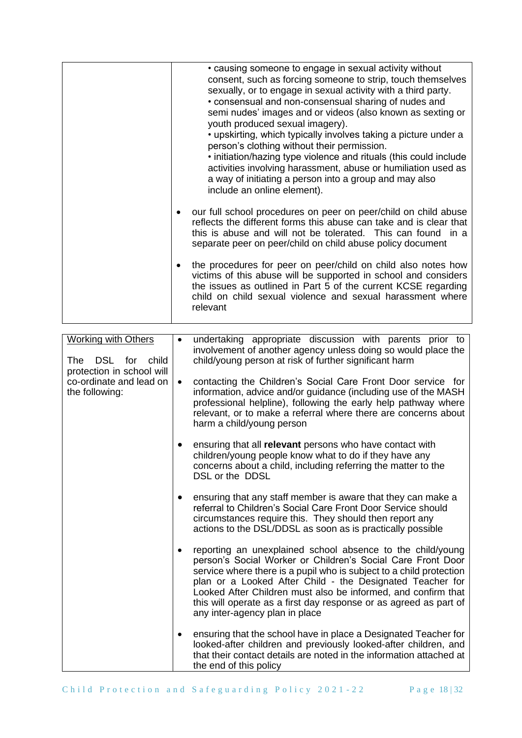| | |
|---|---|
| | • causing someone to engage in sexual activity without consent, such as forcing someone to strip, touch themselves sexually, or to engage in sexual activity with a third party.<br>• consensual and non-consensual sharing of nudes and semi nudes' images and or videos (also known as sexting or youth produced sexual imagery).<br>• upskirting, which typically involves taking a picture under a person's clothing without their permission.<br>• initiation/hazing type violence and rituals (this could include activities involving harassment, abuse or humiliation used as a way of initiating a person into a group and may also include an online element).<br><br>• our full school procedures on peer on peer/child on child abuse reflects the different forms this abuse can take and is clear that this is abuse and will not be tolerated. This can found in a separate peer on peer/child on child abuse policy document<br><br>• the procedures for peer on peer/child on child also notes how victims of this abuse will be supported in school and considers the issues as outlined in Part 5 of the current KCSE regarding child on child sexual violence and sexual harassment where relevant |

| | |
|---|---|
| Working with Others<br><br>The DSL for child protection in school will co-ordinate and lead on the following: | • undertaking appropriate discussion with parents prior to involvement of another agency unless doing so would place the child/young person at risk of further significant harm<br><br>• contacting the Children's Social Care Front Door service for information, advice and/or guidance (including use of the MASH professional helpline), following the early help pathway where relevant, or to make a referral where there are concerns about harm a child/young person<br><br>• ensuring that all **relevant** persons who have contact with children/young people know what to do if they have any concerns about a child, including referring the matter to the DSL or the DDSL<br><br>• ensuring that any staff member is aware that they can make a referral to Children's Social Care Front Door Service should circumstances require this. They should then report any actions to the DSL/DDSL as soon as is practically possible<br><br>• reporting an unexplained school absence to the child/young person's Social Worker or Children's Social Care Front Door service where there is a pupil who is subject to a child protection plan or a Looked After Child - the Designated Teacher for Looked After Children must also be informed, and confirm that this will operate as a first day response or as agreed as part of any inter-agency plan in place<br><br>• ensuring that the school have in place a Designated Teacher for looked-after children and previously looked-after children, and that their contact details are noted in the information attached at the end of this policy |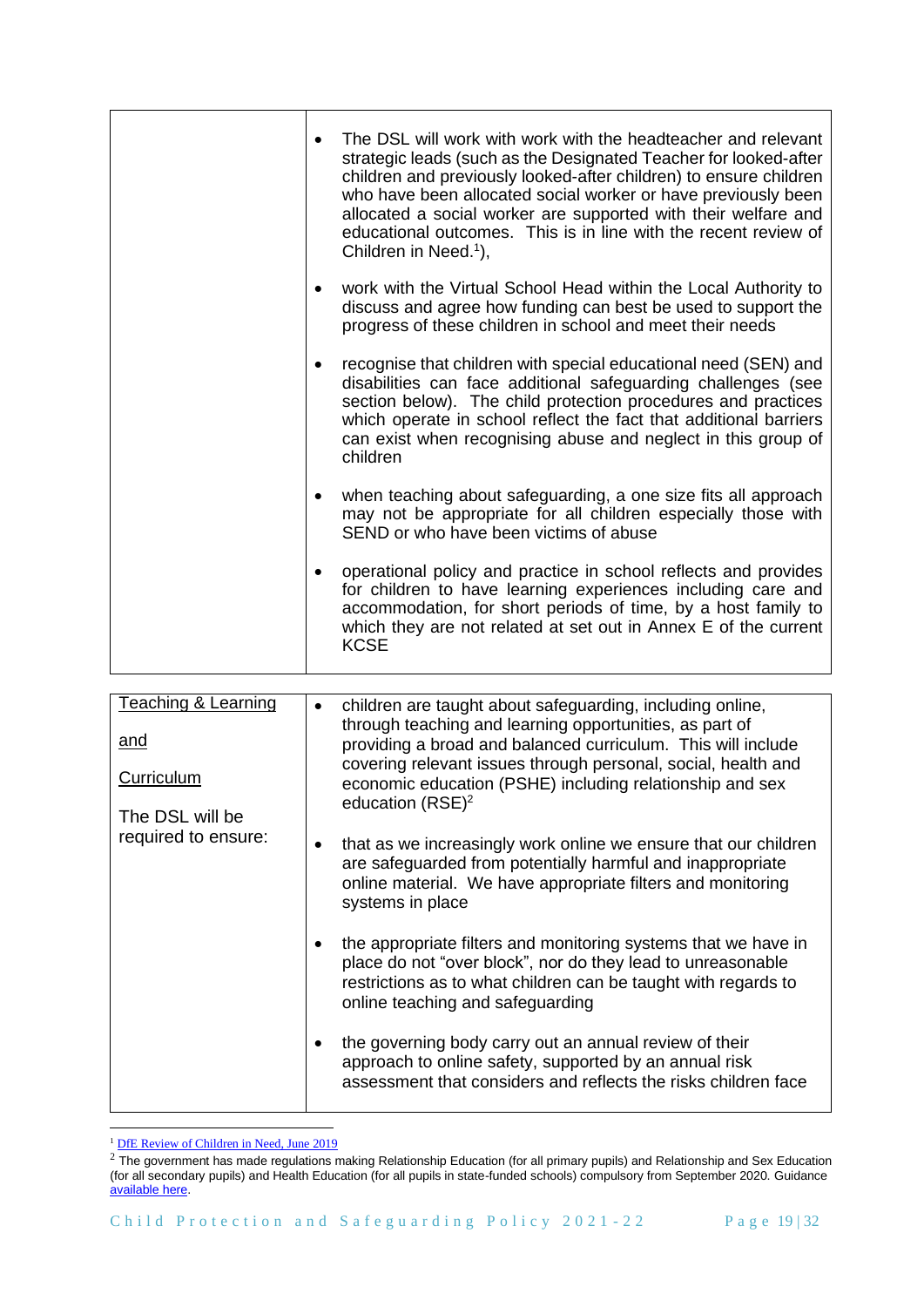| | |
|---|---|
| | • The DSL will work with work with the headteacher and relevant strategic leads (such as the Designated Teacher for looked-after children and previously looked-after children) to ensure children who have been allocated social worker or have previously been allocated a social worker are supported with their welfare and educational outcomes. This is in line with the recent review of Children in Need.[1]),<br><br>• work with the Virtual School Head within the Local Authority to discuss and agree how funding can best be used to support the progress of these children in school and meet their needs<br><br>• recognise that children with special educational need (SEN) and disabilities can face additional safeguarding challenges (see section below). The child protection procedures and practices which operate in school reflect the fact that additional barriers can exist when recognising abuse and neglect in this group of children<br><br>• when teaching about safeguarding, a one size fits all approach may not be appropriate for all children especially those with SEND or who have been victims of abuse<br><br>• operational policy and practice in school reflects and provides for children to have learning experiences including care and accommodation, for short periods of time, by a host family to which they are not related at set out in Annex E of the current KCSE |

| | |
|---|---|
| Teaching & Learning<br><br>and<br><br>Curriculum<br><br>The DSL will be required to ensure: | • children are taught about safeguarding, including online, through teaching and learning opportunities, as part of providing a broad and balanced curriculum. This will include covering relevant issues through personal, social, health and economic education (PSHE) including relationship and sex education (RSE)[2]<br><br>• that as we increasingly work online we ensure that our children are safeguarded from potentially harmful and inappropriate online material. We have appropriate filters and monitoring systems in place<br><br>• the appropriate filters and monitoring systems that we have in place do not "over block", nor do they lead to unreasonable restrictions as to what children can be taught with regards to online teaching and safeguarding<br><br>• the governing body carry out an annual review of their approach to online safety, supported by an annual risk assessment that considers and reflects the risks children face |

[1] DfE Review of Children in Need, June 2019

[2] The government has made regulations making Relationship Education (for all primary pupils) and Relationship and Sex Education (for all secondary pupils) and Health Education (for all pupils in state-funded schools) compulsory from September 2020. Guidance available here.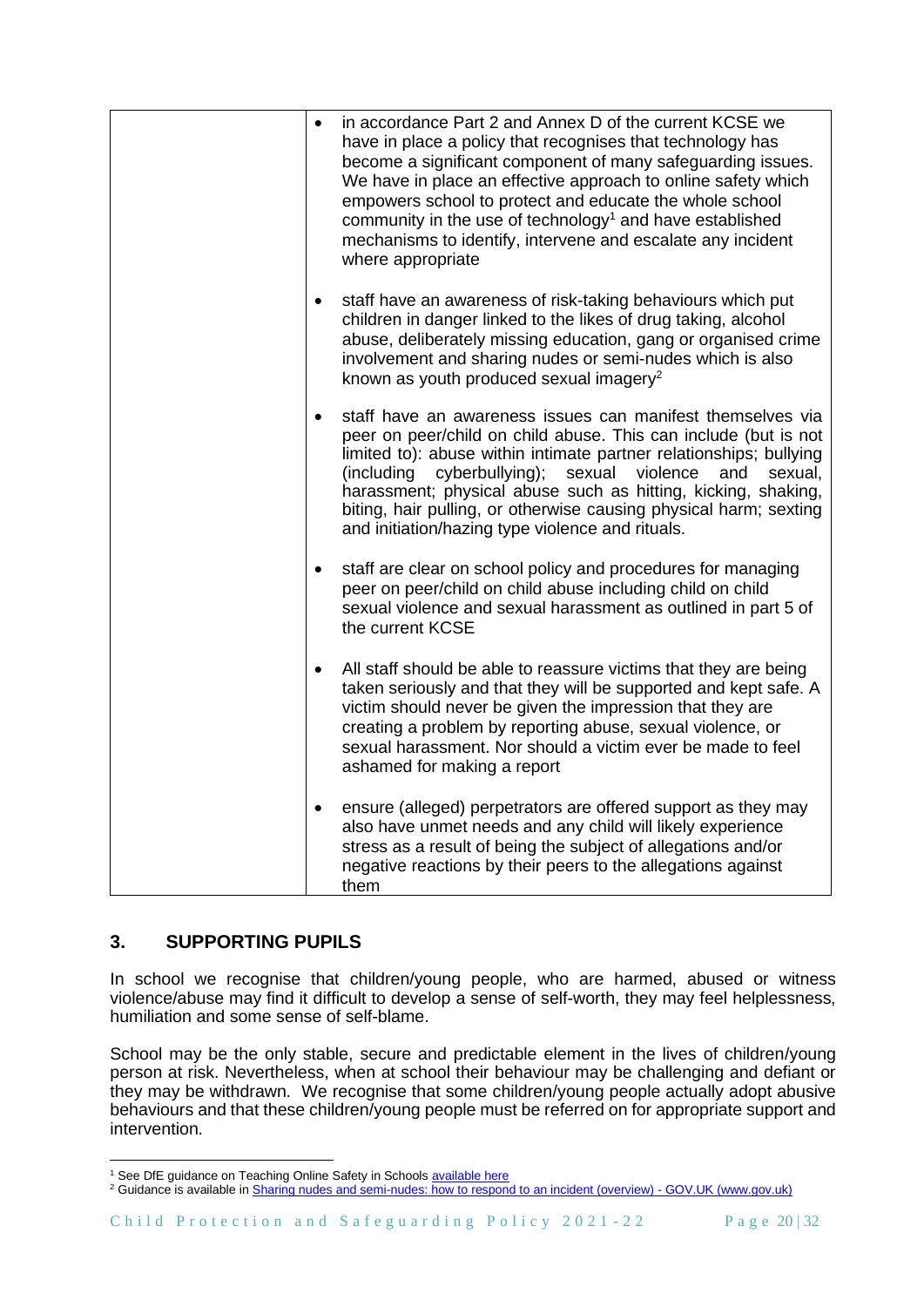| | |
|---|---|
| | • in accordance Part 2 and Annex D of the current KCSE we have in place a policy that recognises that technology has become a significant component of many safeguarding issues. We have in place an effective approach to online safety which empowers school to protect and educate the whole school community in the use of technology[1] and have established mechanisms to identify, intervene and escalate any incident where appropriate<br><br>• staff have an awareness of risk-taking behaviours which put children in danger linked to the likes of drug taking, alcohol abuse, deliberately missing education, gang or organised crime involvement and sharing nudes or semi-nudes which is also known as youth produced sexual imagery[2]<br><br>• staff have an awareness issues can manifest themselves via peer on peer/child on child abuse. This can include (but is not limited to): abuse within intimate partner relationships; bullying (including cyberbullying); sexual violence and sexual, harassment; physical abuse such as hitting, kicking, shaking, biting, hair pulling, or otherwise causing physical harm; sexting and initiation/hazing type violence and rituals.<br><br>• staff are clear on school policy and procedures for managing peer on peer/child on child abuse including child on child sexual violence and sexual harassment as outlined in part 5 of the current KCSE<br><br>• All staff should be able to reassure victims that they are being taken seriously and that they will be supported and kept safe. A victim should never be given the impression that they are creating a problem by reporting abuse, sexual violence, or sexual harassment. Nor should a victim ever be made to feel ashamed for making a report<br><br>• ensure (alleged) perpetrators are offered support as they may also have unmet needs and any child will likely experience stress as a result of being the subject of allegations and/or negative reactions by their peers to the allegations against them |

## 3. SUPPORTING PUPILS

In school we recognise that children/young people, who are harmed, abused or witness violence/abuse may find it difficult to develop a sense of self-worth, they may feel helplessness, humiliation and some sense of self-blame.

School may be the only stable, secure and predictable element in the lives of children/young person at risk. Nevertheless, when at school their behaviour may be challenging and defiant or they may be withdrawn. We recognise that some children/young people actually adopt abusive behaviours and that these children/young people must be referred on for appropriate support and intervention.

[1] See DfE guidance on Teaching Online Safety in Schools available here

[2] Guidance is available in Sharing nudes and semi-nudes: how to respond to an incident (overview) - GOV.UK (www.gov.uk)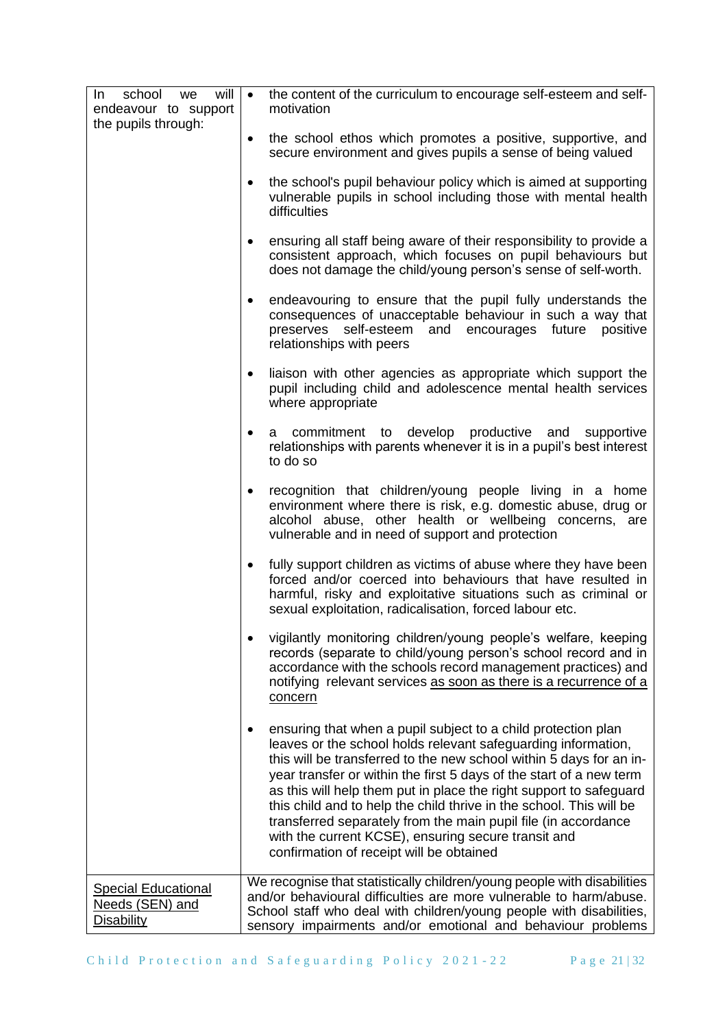| | |
|---|---|
| In school we will endeavour to support the pupils through: | • the content of the curriculum to encourage self-esteem and self-motivation<br><br>• the school ethos which promotes a positive, supportive, and secure environment and gives pupils a sense of being valued<br><br>• the school's pupil behaviour policy which is aimed at supporting vulnerable pupils in school including those with mental health difficulties<br><br>• ensuring all staff being aware of their responsibility to provide a consistent approach, which focuses on pupil behaviours but does not damage the child/young person's sense of self-worth.<br><br>• endeavouring to ensure that the pupil fully understands the consequences of unacceptable behaviour in such a way that preserves self-esteem and encourages future positive relationships with peers<br><br>• liaison with other agencies as appropriate which support the pupil including child and adolescence mental health services where appropriate<br><br>• a commitment to develop productive and supportive relationships with parents whenever it is in a pupil's best interest to do so<br><br>• recognition that children/young people living in a home environment where there is risk, e.g. domestic abuse, drug or alcohol abuse, other health or wellbeing concerns, are vulnerable and in need of support and protection<br><br>• fully support children as victims of abuse where they have been forced and/or coerced into behaviours that have resulted in harmful, risky and exploitative situations such as criminal or sexual exploitation, radicalisation, forced labour etc.<br><br>• vigilantly monitoring children/young people's welfare, keeping records (separate to child/young person's school record and in accordance with the schools record management practices) and notifying relevant services <u>as soon as there is a recurrence of a concern</u><br><br>• ensuring that when a pupil subject to a child protection plan leaves or the school holds relevant safeguarding information, this will be transferred to the new school within 5 days for an in-year transfer or within the first 5 days of the start of a new term as this will help them put in place the right support to safeguard this child and to help the child thrive in the school. This will be transferred separately from the main pupil file (in accordance with the current KCSE), ensuring secure transit and confirmation of receipt will be obtained |
| <u>Special Educational Needs (SEN) and Disability</u> | We recognise that statistically children/young people with disabilities and/or behavioural difficulties are more vulnerable to harm/abuse. School staff who deal with children/young people with disabilities, sensory impairments and/or emotional and behaviour problems |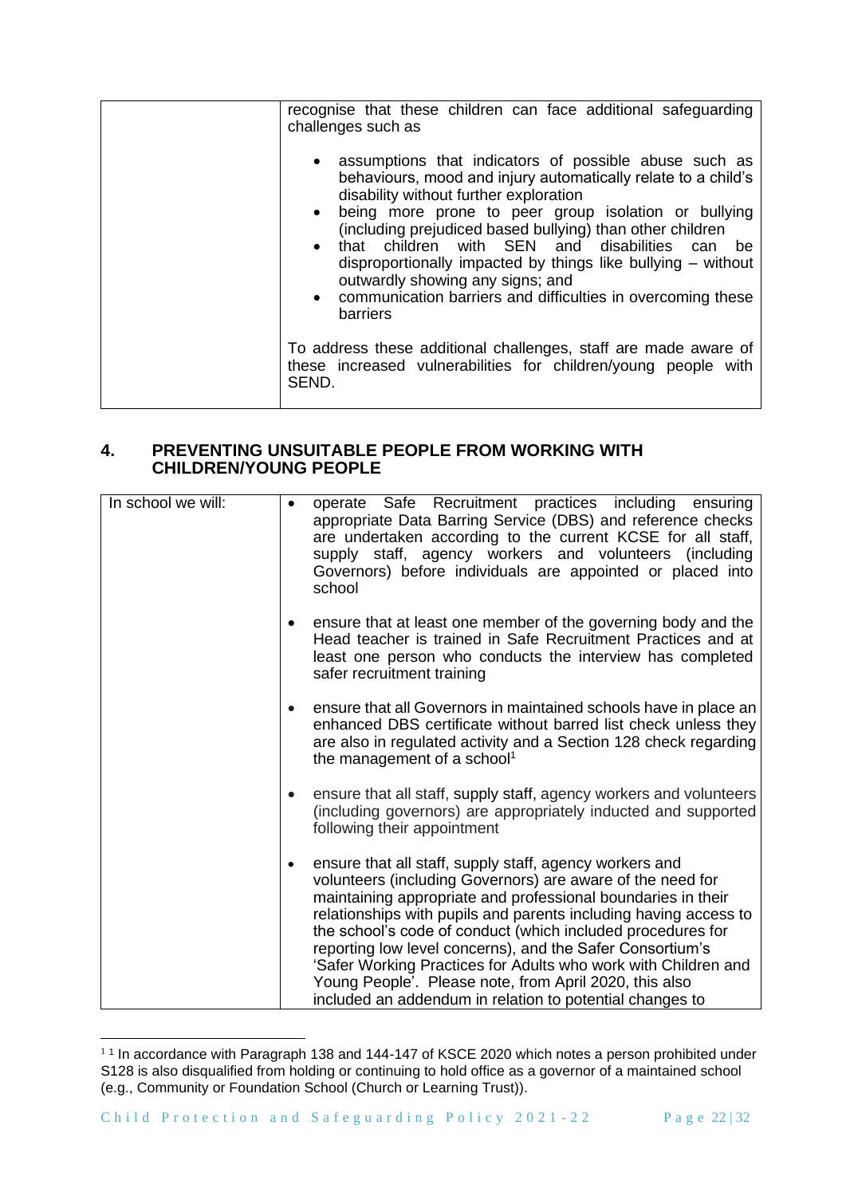| | |
|---|---|
| | recognise that these children can face additional safeguarding challenges such as<br><br>• assumptions that indicators of possible abuse such as behaviours, mood and injury automatically relate to a child's disability without further exploration<br>• being more prone to peer group isolation or bullying (including prejudiced based bullying) than other children<br>• that children with SEN and disabilities can be disproportionally impacted by things like bullying – without outwardly showing any signs; and<br>• communication barriers and difficulties in overcoming these barriers<br><br>To address these additional challenges, staff are made aware of these increased vulnerabilities for children/young people with SEND. |

## 4. PREVENTING UNSUITABLE PEOPLE FROM WORKING WITH CHILDREN/YOUNG PEOPLE

| | |
|---|---|
| In school we will: | • operate Safe Recruitment practices including ensuring appropriate Data Barring Service (DBS) and reference checks are undertaken according to the current KCSE for all staff, supply staff, agency workers and volunteers (including Governors) before individuals are appointed or placed into school<br><br>• ensure that at least one member of the governing body and the Head teacher is trained in Safe Recruitment Practices and at least one person who conducts the interview has completed safer recruitment training<br><br>• ensure that all Governors in maintained schools have in place an enhanced DBS certificate without barred list check unless they are also in regulated activity and a Section 128 check regarding the management of a school[1]<br><br>• ensure that all staff, supply staff, agency workers and volunteers (including governors) are appropriately inducted and supported following their appointment<br><br>• ensure that all staff, supply staff, agency workers and volunteers (including Governors) are aware of the need for maintaining appropriate and professional boundaries in their relationships with pupils and parents including having access to the school's code of conduct (which included procedures for reporting low level concerns), and the Safer Consortium's 'Safer Working Practices for Adults who work with Children and Young People'. Please note, from April 2020, this also included an addendum in relation to potential changes to |

[1] In accordance with Paragraph 138 and 144-147 of KSCE 2020 which notes a person prohibited under S128 is also disqualified from holding or continuing to hold office as a governor of a maintained school (e.g., Community or Foundation School (Church or Learning Trust)).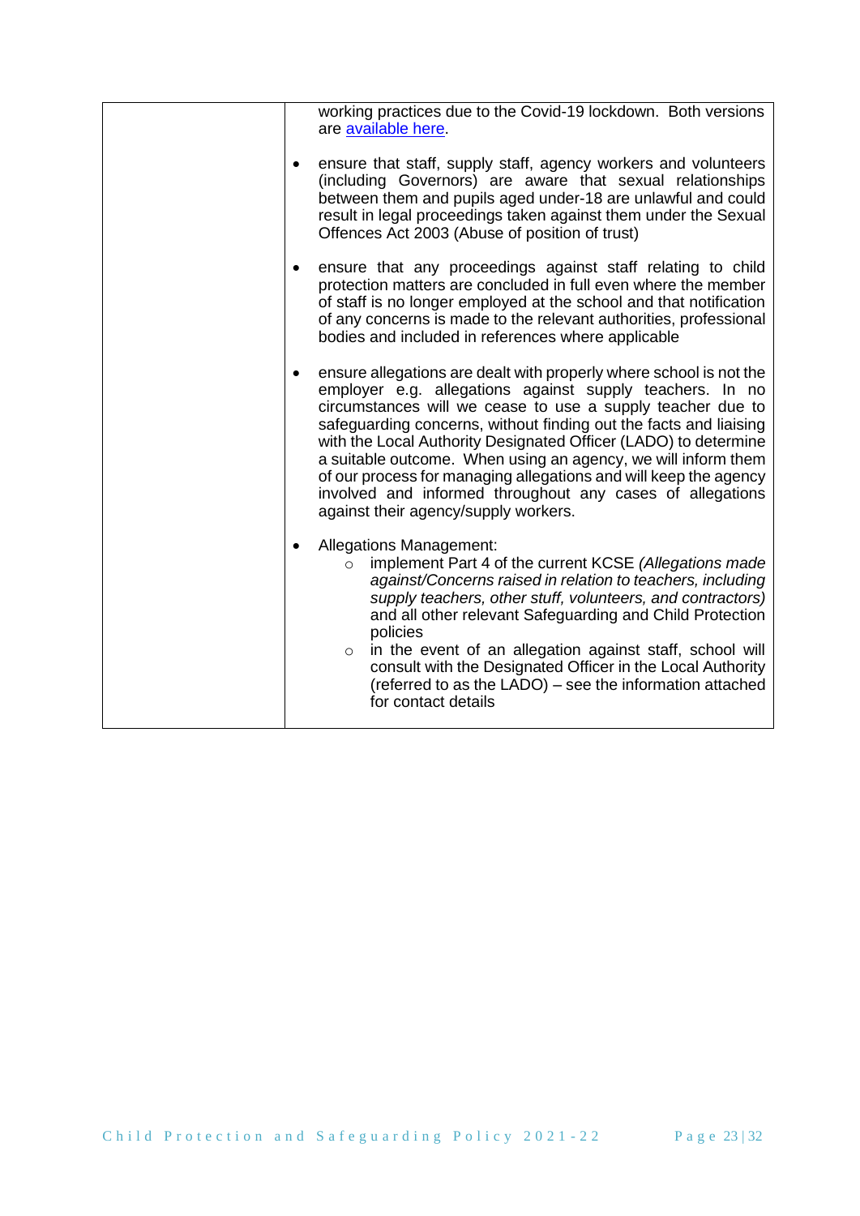| | working practices due to the Covid-19 lockdown. Both versions are [available here](#).<br><br>• ensure that staff, supply staff, agency workers and volunteers (including Governors) are aware that sexual relationships between them and pupils aged under-18 are unlawful and could result in legal proceedings taken against them under the Sexual Offences Act 2003 (Abuse of position of trust)<br><br>• ensure that any proceedings against staff relating to child protection matters are concluded in full even where the member of staff is no longer employed at the school and that notification of any concerns is made to the relevant authorities, professional bodies and included in references where applicable<br><br>• ensure allegations are dealt with properly where school is not the employer e.g. allegations against supply teachers. In no circumstances will we cease to use a supply teacher due to safeguarding concerns, without finding out the facts and liaising with the Local Authority Designated Officer (LADO) to determine a suitable outcome. When using an agency, we will inform them of our process for managing allegations and will keep the agency involved and informed throughout any cases of allegations against their agency/supply workers.<br><br>• Allegations Management:<br>&nbsp;&nbsp;&nbsp;&nbsp;○ implement Part 4 of the current KCSE *(Allegations made against/Concerns raised in relation to teachers, including supply teachers, other stuff, volunteers, and contractors)* and all other relevant Safeguarding and Child Protection policies<br>&nbsp;&nbsp;&nbsp;&nbsp;○ in the event of an allegation against staff, school will consult with the Designated Officer in the Local Authority (referred to as the LADO) – see the information attached for contact details |
|---|---|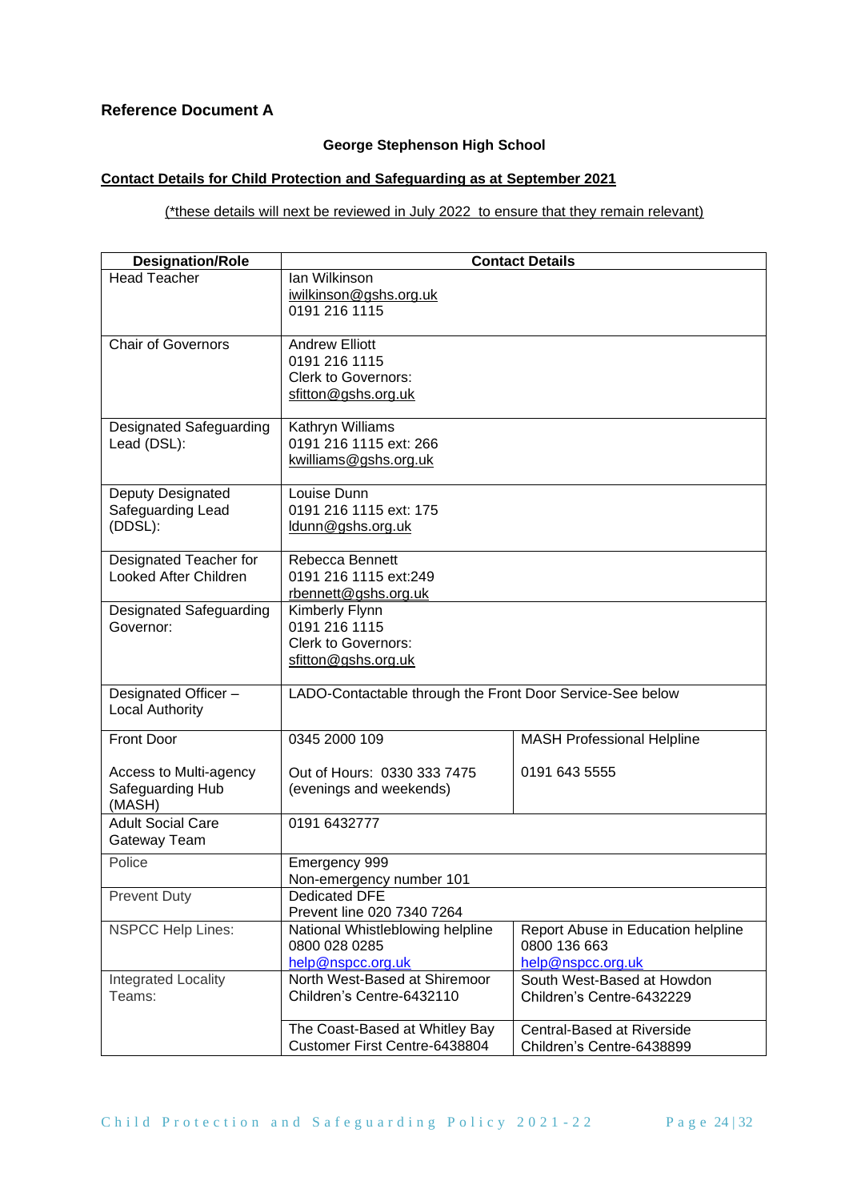**Reference Document A**

**George Stephenson High School**

**Contact Details for Child Protection and Safeguarding as at September 2021**

(*these details will next be reviewed in July 2022 to ensure that they remain relevant)

| Designation/Role | Contact Details | |
|---|---|---|
| Head Teacher | Ian Wilkinson<br>iwilkinson@gshs.org.uk<br>0191 216 1115 | |
| Chair of Governors | Andrew Elliott<br>0191 216 1115<br>Clerk to Governors:<br>sfitton@gshs.org.uk | |
| Designated Safeguarding Lead (DSL): | Kathryn Williams<br>0191 216 1115 ext: 266<br>kwilliams@gshs.org.uk | |
| Deputy Designated Safeguarding Lead (DDSL): | Louise Dunn<br>0191 216 1115 ext: 175<br>ldunn@gshs.org.uk | |
| Designated Teacher for Looked After Children | Rebecca Bennett<br>0191 216 1115 ext:249<br>rbennett@gshs.org.uk | |
| Designated Safeguarding Governor: | Kimberly Flynn<br>0191 216 1115<br>Clerk to Governors:<br>sfitton@gshs.org.uk | |
| Designated Officer – Local Authority | LADO-Contactable through the Front Door Service-See below | |
| Front Door<br><br>Access to Multi-agency Safeguarding Hub (MASH) | 0345 2000 109<br><br>Out of Hours: 0330 333 7475 (evenings and weekends) | MASH Professional Helpline<br><br>0191 643 5555 |
| Adult Social Care Gateway Team | 0191 6432777 | |
| Police | Emergency 999<br>Non-emergency number 101 | |
| Prevent Duty | Dedicated DFE<br>Prevent line 020 7340 7264 | |
| NSPCC Help Lines: | National Whistleblowing helpline<br>0800 028 0285<br>help@nspcc.org.uk | Report Abuse in Education helpline<br>0800 136 663<br>help@nspcc.org.uk |
| Integrated Locality Teams: | North West-Based at Shiremoor Children's Centre-6432110 | South West-Based at Howdon Children's Centre-6432229 |
| | The Coast-Based at Whitley Bay Customer First Centre-6438804 | Central-Based at Riverside Children's Centre-6438899 |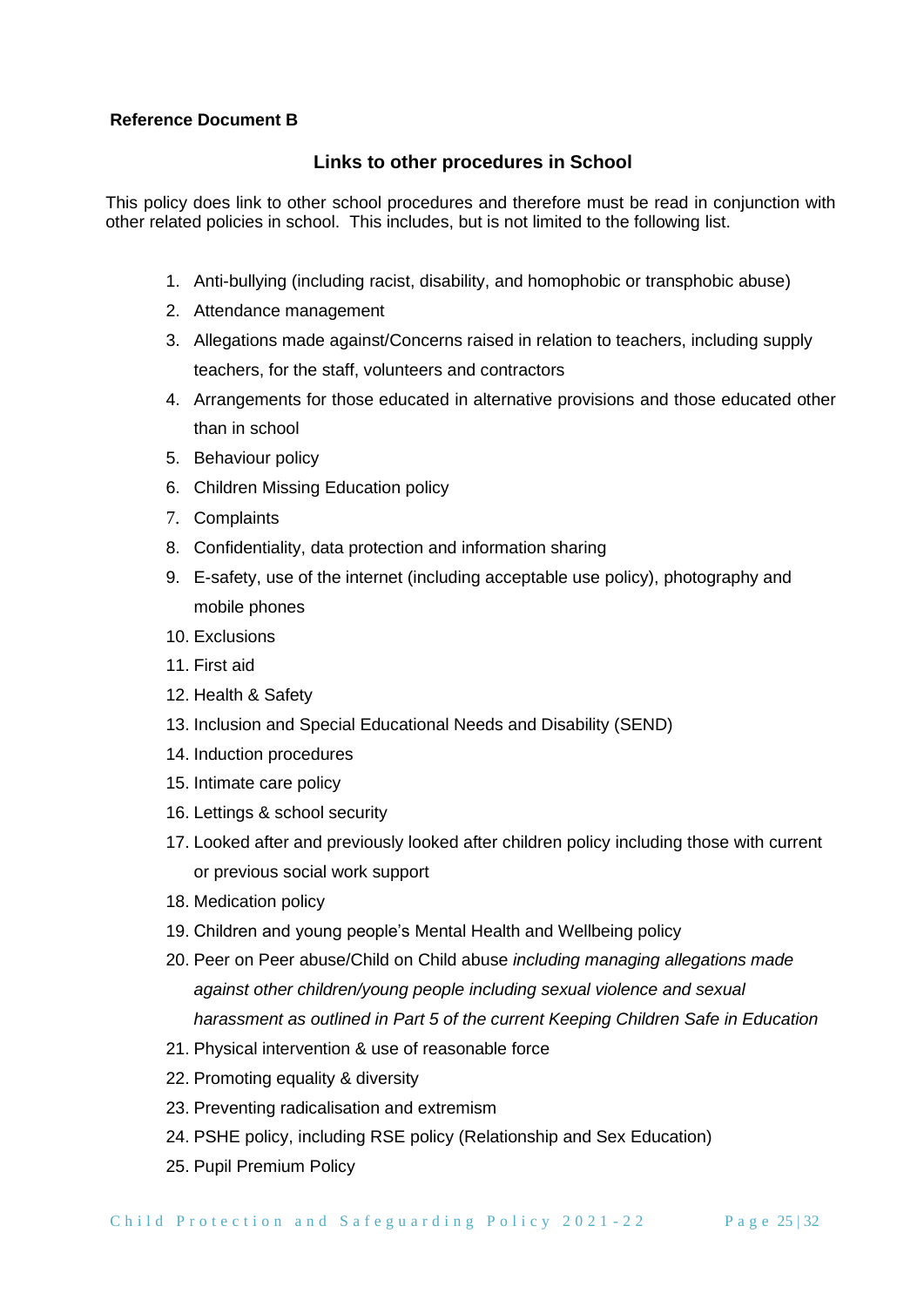**Reference Document B**

## Links to other procedures in School

This policy does link to other school procedures and therefore must be read in conjunction with other related policies in school. This includes, but is not limited to the following list.

1. Anti-bullying (including racist, disability, and homophobic or transphobic abuse)
2. Attendance management
3. Allegations made against/Concerns raised in relation to teachers, including supply teachers, for the staff, volunteers and contractors
4. Arrangements for those educated in alternative provisions and those educated other than in school
5. Behaviour policy
6. Children Missing Education policy
7. Complaints
8. Confidentiality, data protection and information sharing
9. E-safety, use of the internet (including acceptable use policy), photography and mobile phones
10. Exclusions
11. First aid
12. Health & Safety
13. Inclusion and Special Educational Needs and Disability (SEND)
14. Induction procedures
15. Intimate care policy
16. Lettings & school security
17. Looked after and previously looked after children policy including those with current or previous social work support
18. Medication policy
19. Children and young people's Mental Health and Wellbeing policy
20. Peer on Peer abuse/Child on Child abuse *including managing allegations made against other children/young people including sexual violence and sexual harassment as outlined in Part 5 of the current Keeping Children Safe in Education*
21. Physical intervention & use of reasonable force
22. Promoting equality & diversity
23. Preventing radicalisation and extremism
24. PSHE policy, including RSE policy (Relationship and Sex Education)
25. Pupil Premium Policy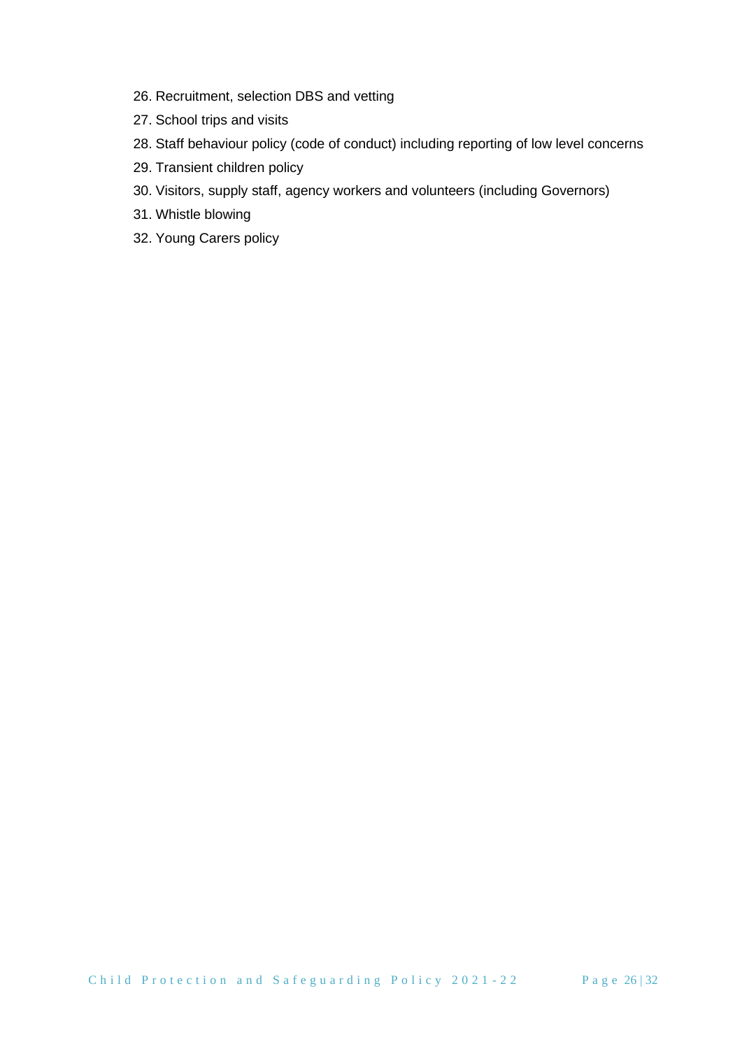26. Recruitment, selection DBS and vetting
27. School trips and visits
28. Staff behaviour policy (code of conduct) including reporting of low level concerns
29. Transient children policy
30. Visitors, supply staff, agency workers and volunteers (including Governors)
31. Whistle blowing
32. Young Carers policy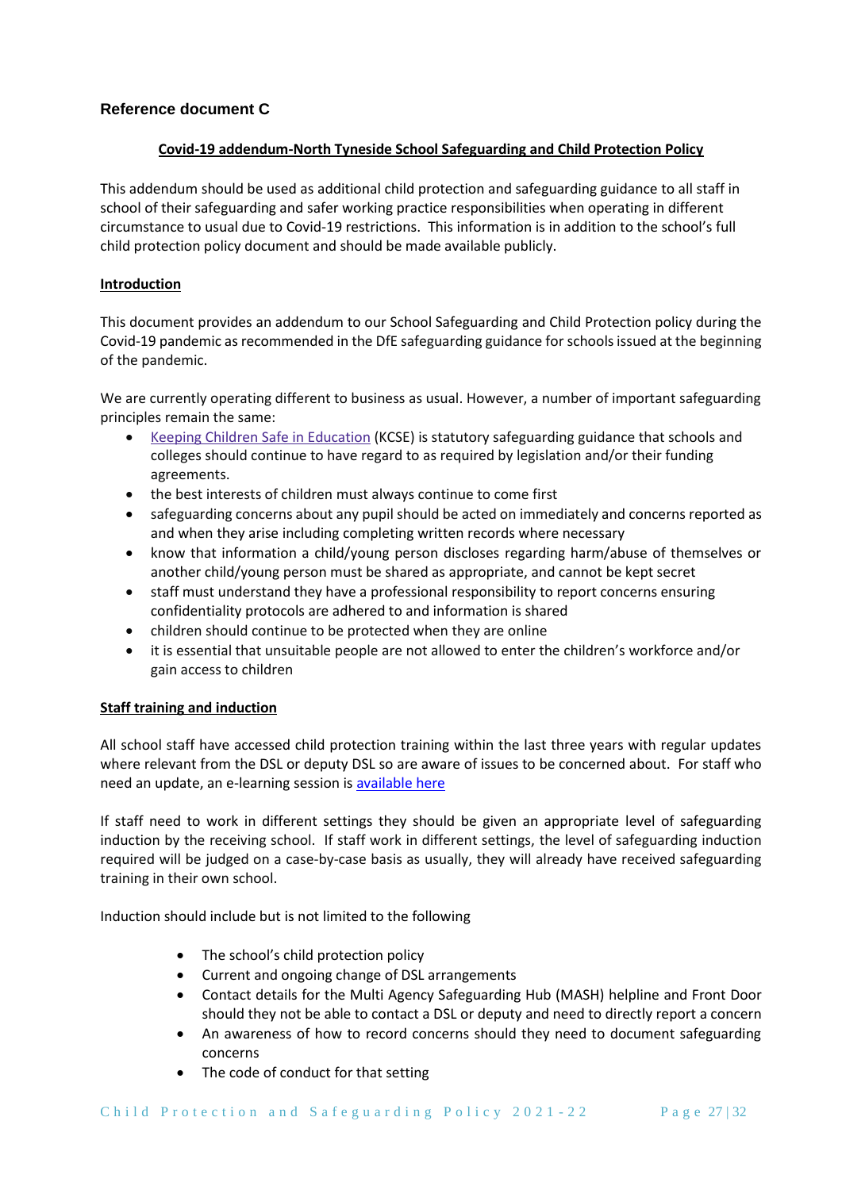## Reference document C

**Covid-19 addendum-North Tyneside School Safeguarding and Child Protection Policy**

This addendum should be used as additional child protection and safeguarding guidance to all staff in school of their safeguarding and safer working practice responsibilities when operating in different circumstance to usual due to Covid-19 restrictions. This information is in addition to the school's full child protection policy document and should be made available publicly.

**Introduction**

This document provides an addendum to our School Safeguarding and Child Protection policy during the Covid-19 pandemic as recommended in the DfE safeguarding guidance for schools issued at the beginning of the pandemic.

We are currently operating different to business as usual. However, a number of important safeguarding principles remain the same:

- Keeping Children Safe in Education (KCSE) is statutory safeguarding guidance that schools and colleges should continue to have regard to as required by legislation and/or their funding agreements.
- the best interests of children must always continue to come first
- safeguarding concerns about any pupil should be acted on immediately and concerns reported as and when they arise including completing written records where necessary
- know that information a child/young person discloses regarding harm/abuse of themselves or another child/young person must be shared as appropriate, and cannot be kept secret
- staff must understand they have a professional responsibility to report concerns ensuring confidentiality protocols are adhered to and information is shared
- children should continue to be protected when they are online
- it is essential that unsuitable people are not allowed to enter the children's workforce and/or gain access to children

**Staff training and induction**

All school staff have accessed child protection training within the last three years with regular updates where relevant from the DSL or deputy DSL so are aware of issues to be concerned about. For staff who need an update, an e-learning session is available here

If staff need to work in different settings they should be given an appropriate level of safeguarding induction by the receiving school. If staff work in different settings, the level of safeguarding induction required will be judged on a case-by-case basis as usually, they will already have received safeguarding training in their own school.

Induction should include but is not limited to the following

- The school's child protection policy
- Current and ongoing change of DSL arrangements
- Contact details for the Multi Agency Safeguarding Hub (MASH) helpline and Front Door should they not be able to contact a DSL or deputy and need to directly report a concern
- An awareness of how to record concerns should they need to document safeguarding concerns
- The code of conduct for that setting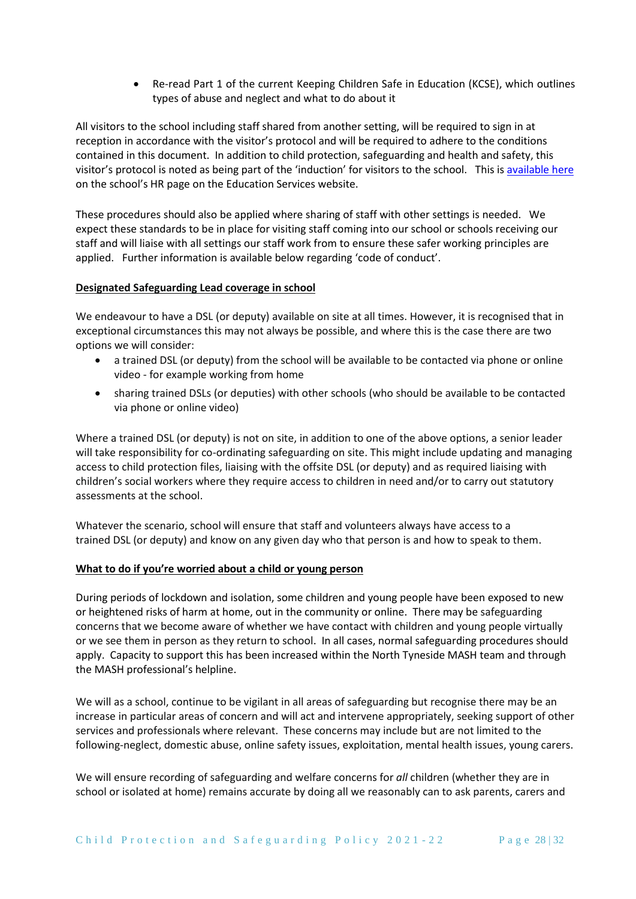- Re-read Part 1 of the current Keeping Children Safe in Education (KCSE), which outlines types of abuse and neglect and what to do about it

All visitors to the school including staff shared from another setting, will be required to sign in at reception in accordance with the visitor's protocol and will be required to adhere to the conditions contained in this document. In addition to child protection, safeguarding and health and safety, this visitor's protocol is noted as being part of the 'induction' for visitors to the school. This is available here on the school's HR page on the Education Services website.

These procedures should also be applied where sharing of staff with other settings is needed. We expect these standards to be in place for visiting staff coming into our school or schools receiving our staff and will liaise with all settings our staff work from to ensure these safer working principles are applied. Further information is available below regarding 'code of conduct'.

**Designated Safeguarding Lead coverage in school**

We endeavour to have a DSL (or deputy) available on site at all times. However, it is recognised that in exceptional circumstances this may not always be possible, and where this is the case there are two options we will consider:

- a trained DSL (or deputy) from the school will be available to be contacted via phone or online video - for example working from home
- sharing trained DSLs (or deputies) with other schools (who should be available to be contacted via phone or online video)

Where a trained DSL (or deputy) is not on site, in addition to one of the above options, a senior leader will take responsibility for co-ordinating safeguarding on site. This might include updating and managing access to child protection files, liaising with the offsite DSL (or deputy) and as required liaising with children's social workers where they require access to children in need and/or to carry out statutory assessments at the school.

Whatever the scenario, school will ensure that staff and volunteers always have access to a trained DSL (or deputy) and know on any given day who that person is and how to speak to them.

**What to do if you're worried about a child or young person**

During periods of lockdown and isolation, some children and young people have been exposed to new or heightened risks of harm at home, out in the community or online. There may be safeguarding concerns that we become aware of whether we have contact with children and young people virtually or we see them in person as they return to school. In all cases, normal safeguarding procedures should apply. Capacity to support this has been increased within the North Tyneside MASH team and through the MASH professional's helpline.

We will as a school, continue to be vigilant in all areas of safeguarding but recognise there may be an increase in particular areas of concern and will act and intervene appropriately, seeking support of other services and professionals where relevant. These concerns may include but are not limited to the following-neglect, domestic abuse, online safety issues, exploitation, mental health issues, young carers.

We will ensure recording of safeguarding and welfare concerns for *all* children (whether they are in school or isolated at home) remains accurate by doing all we reasonably can to ask parents, carers and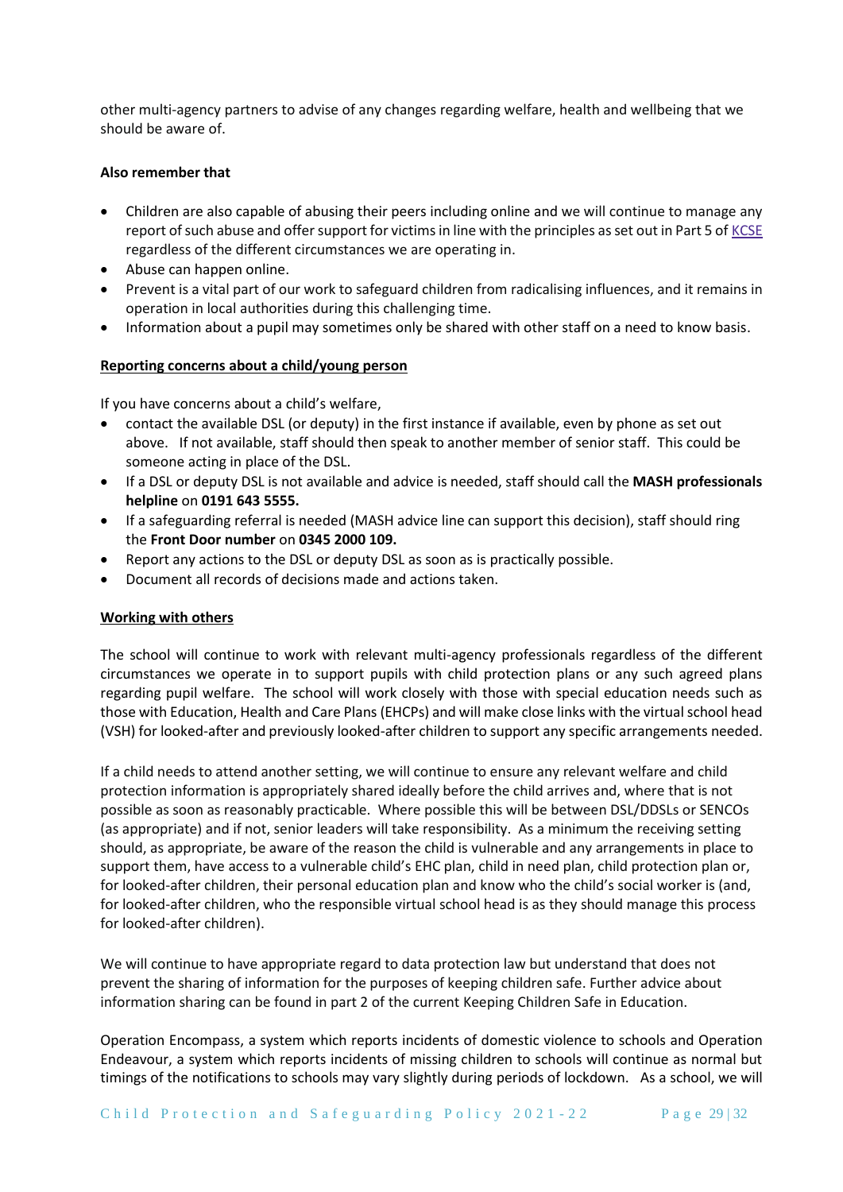other multi-agency partners to advise of any changes regarding welfare, health and wellbeing that we should be aware of.

**Also remember that**

- Children are also capable of abusing their peers including online and we will continue to manage any report of such abuse and offer support for victims in line with the principles as set out in Part 5 of KCSE regardless of the different circumstances we are operating in.
- Abuse can happen online.
- Prevent is a vital part of our work to safeguard children from radicalising influences, and it remains in operation in local authorities during this challenging time.
- Information about a pupil may sometimes only be shared with other staff on a need to know basis.

**Reporting concerns about a child/young person**

If you have concerns about a child's welfare,

- contact the available DSL (or deputy) in the first instance if available, even by phone as set out above. If not available, staff should then speak to another member of senior staff. This could be someone acting in place of the DSL.
- If a DSL or deputy DSL is not available and advice is needed, staff should call the **MASH professionals helpline** on **0191 643 5555.**
- If a safeguarding referral is needed (MASH advice line can support this decision), staff should ring the **Front Door number** on **0345 2000 109.**
- Report any actions to the DSL or deputy DSL as soon as is practically possible.
- Document all records of decisions made and actions taken.

**Working with others**

The school will continue to work with relevant multi-agency professionals regardless of the different circumstances we operate in to support pupils with child protection plans or any such agreed plans regarding pupil welfare. The school will work closely with those with special education needs such as those with Education, Health and Care Plans (EHCPs) and will make close links with the virtual school head (VSH) for looked-after and previously looked-after children to support any specific arrangements needed.

If a child needs to attend another setting, we will continue to ensure any relevant welfare and child protection information is appropriately shared ideally before the child arrives and, where that is not possible as soon as reasonably practicable. Where possible this will be between DSL/DDSLs or SENCOs (as appropriate) and if not, senior leaders will take responsibility. As a minimum the receiving setting should, as appropriate, be aware of the reason the child is vulnerable and any arrangements in place to support them, have access to a vulnerable child's EHC plan, child in need plan, child protection plan or, for looked-after children, their personal education plan and know who the child's social worker is (and, for looked-after children, who the responsible virtual school head is as they should manage this process for looked-after children).

We will continue to have appropriate regard to data protection law but understand that does not prevent the sharing of information for the purposes of keeping children safe. Further advice about information sharing can be found in part 2 of the current Keeping Children Safe in Education.

Operation Encompass, a system which reports incidents of domestic violence to schools and Operation Endeavour, a system which reports incidents of missing children to schools will continue as normal but timings of the notifications to schools may vary slightly during periods of lockdown. As a school, we will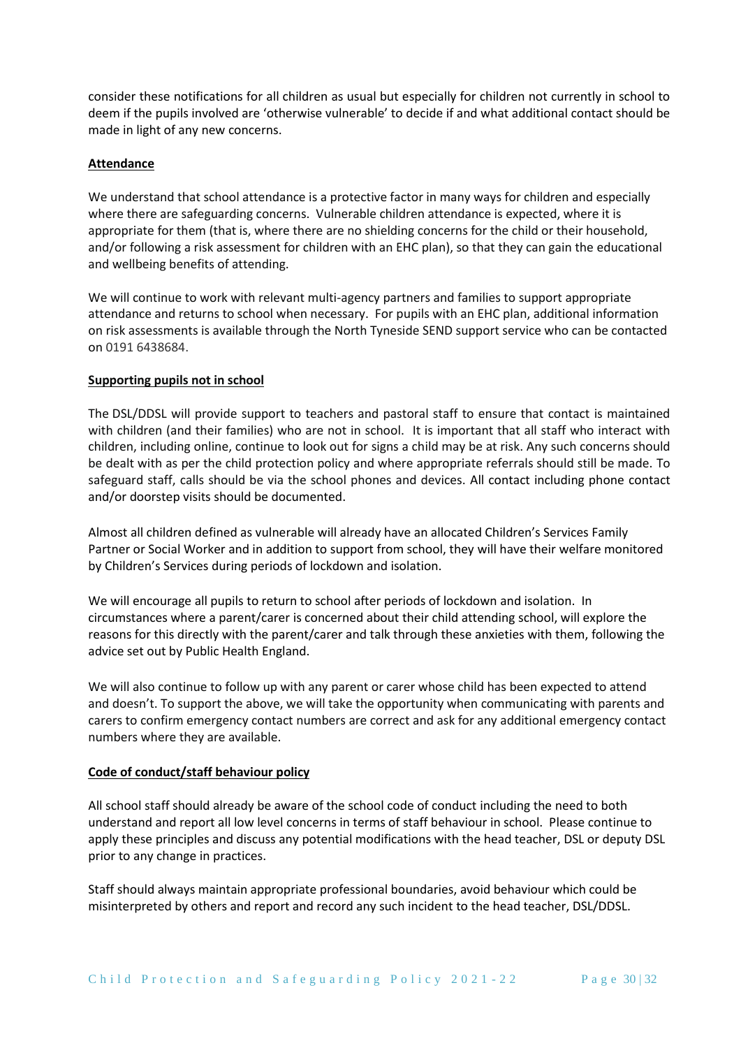consider these notifications for all children as usual but especially for children not currently in school to deem if the pupils involved are 'otherwise vulnerable' to decide if and what additional contact should be made in light of any new concerns.

**Attendance**

We understand that school attendance is a protective factor in many ways for children and especially where there are safeguarding concerns. Vulnerable children attendance is expected, where it is appropriate for them (that is, where there are no shielding concerns for the child or their household, and/or following a risk assessment for children with an EHC plan), so that they can gain the educational and wellbeing benefits of attending.

We will continue to work with relevant multi-agency partners and families to support appropriate attendance and returns to school when necessary. For pupils with an EHC plan, additional information on risk assessments is available through the North Tyneside SEND support service who can be contacted on 0191 6438684.

**Supporting pupils not in school**

The DSL/DDSL will provide support to teachers and pastoral staff to ensure that contact is maintained with children (and their families) who are not in school. It is important that all staff who interact with children, including online, continue to look out for signs a child may be at risk. Any such concerns should be dealt with as per the child protection policy and where appropriate referrals should still be made. To safeguard staff, calls should be via the school phones and devices. All contact including phone contact and/or doorstep visits should be documented.

Almost all children defined as vulnerable will already have an allocated Children's Services Family Partner or Social Worker and in addition to support from school, they will have their welfare monitored by Children's Services during periods of lockdown and isolation.

We will encourage all pupils to return to school after periods of lockdown and isolation. In circumstances where a parent/carer is concerned about their child attending school, will explore the reasons for this directly with the parent/carer and talk through these anxieties with them, following the advice set out by Public Health England.

We will also continue to follow up with any parent or carer whose child has been expected to attend and doesn't. To support the above, we will take the opportunity when communicating with parents and carers to confirm emergency contact numbers are correct and ask for any additional emergency contact numbers where they are available.

**Code of conduct/staff behaviour policy**

All school staff should already be aware of the school code of conduct including the need to both understand and report all low level concerns in terms of staff behaviour in school. Please continue to apply these principles and discuss any potential modifications with the head teacher, DSL or deputy DSL prior to any change in practices.

Staff should always maintain appropriate professional boundaries, avoid behaviour which could be misinterpreted by others and report and record any such incident to the head teacher, DSL/DDSL.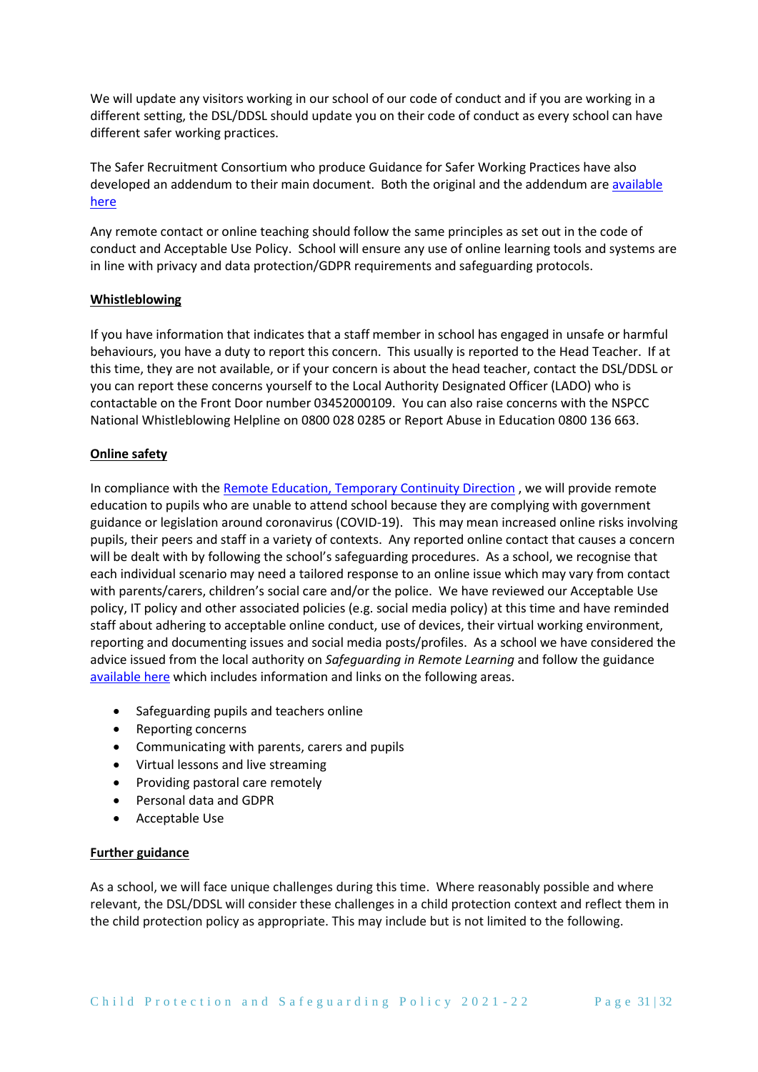We will update any visitors working in our school of our code of conduct and if you are working in a different setting, the DSL/DDSL should update you on their code of conduct as every school can have different safer working practices.

The Safer Recruitment Consortium who produce Guidance for Safer Working Practices have also developed an addendum to their main document. Both the original and the addendum are available here

Any remote contact or online teaching should follow the same principles as set out in the code of conduct and Acceptable Use Policy. School will ensure any use of online learning tools and systems are in line with privacy and data protection/GDPR requirements and safeguarding protocols.

**Whistleblowing**

If you have information that indicates that a staff member in school has engaged in unsafe or harmful behaviours, you have a duty to report this concern. This usually is reported to the Head Teacher. If at this time, they are not available, or if your concern is about the head teacher, contact the DSL/DDSL or you can report these concerns yourself to the Local Authority Designated Officer (LADO) who is contactable on the Front Door number 03452000109. You can also raise concerns with the NSPCC National Whistleblowing Helpline on 0800 028 0285 or Report Abuse in Education 0800 136 663.

**Online safety**

In compliance with the Remote Education, Temporary Continuity Direction , we will provide remote education to pupils who are unable to attend school because they are complying with government guidance or legislation around coronavirus (COVID-19). This may mean increased online risks involving pupils, their peers and staff in a variety of contexts. Any reported online contact that causes a concern will be dealt with by following the school's safeguarding procedures. As a school, we recognise that each individual scenario may need a tailored response to an online issue which may vary from contact with parents/carers, children's social care and/or the police. We have reviewed our Acceptable Use policy, IT policy and other associated policies (e.g. social media policy) at this time and have reminded staff about adhering to acceptable online conduct, use of devices, their virtual working environment, reporting and documenting issues and social media posts/profiles. As a school we have considered the advice issued from the local authority on *Safeguarding in Remote Learning* and follow the guidance available here which includes information and links on the following areas.

- Safeguarding pupils and teachers online
- Reporting concerns
- Communicating with parents, carers and pupils
- Virtual lessons and live streaming
- Providing pastoral care remotely
- Personal data and GDPR
- Acceptable Use

**Further guidance**

As a school, we will face unique challenges during this time. Where reasonably possible and where relevant, the DSL/DDSL will consider these challenges in a child protection context and reflect them in the child protection policy as appropriate. This may include but is not limited to the following.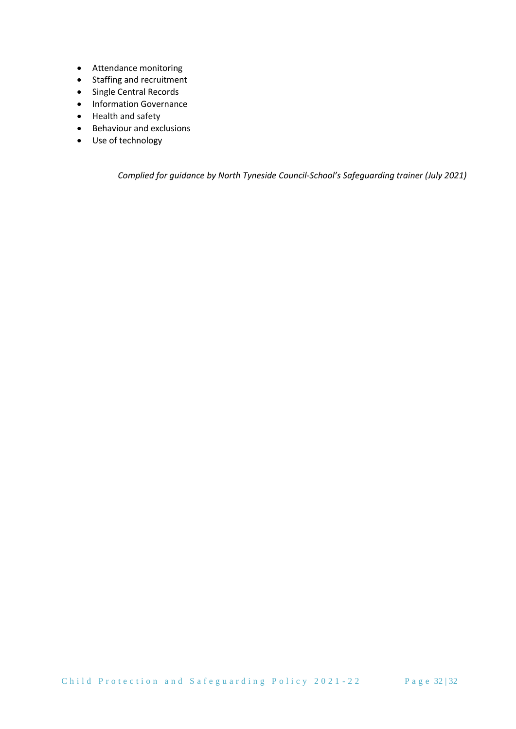- Attendance monitoring
- Staffing and recruitment
- Single Central Records
- Information Governance
- Health and safety
- Behaviour and exclusions
- Use of technology

*Complied for guidance by North Tyneside Council-School's Safeguarding trainer (July 2021)*